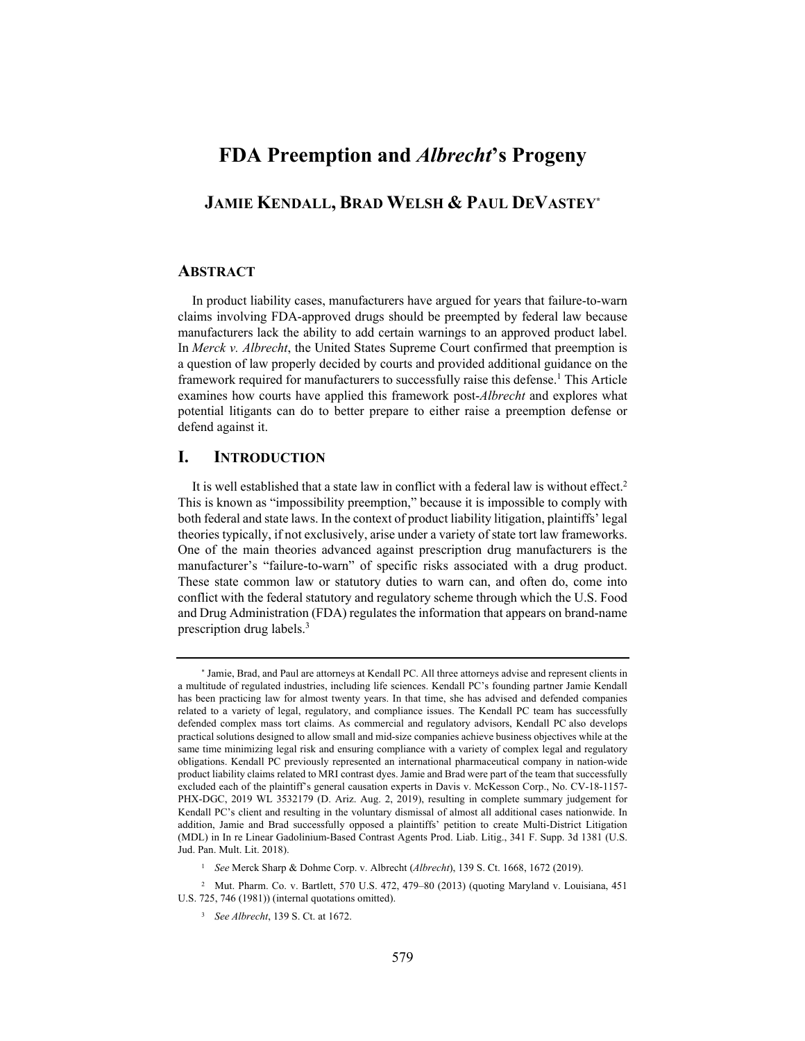# FDA Preemption and *Albrecht*'s Progeny

## JAMIE KENDALL, BRAD WELSH & PAUL DEVASTEY[*]

### ABSTRACT

In product liability cases, manufacturers have argued for years that failure-to-warn claims involving FDA-approved drugs should be preempted by federal law because manufacturers lack the ability to add certain warnings to an approved product label. In *Merck v. Albrecht*, the United States Supreme Court confirmed that preemption is a question of law properly decided by courts and provided additional guidance on the framework required for manufacturers to successfully raise this defense.[1] This Article examines how courts have applied this framework post-*Albrecht* and explores what potential litigants can do to better prepare to either raise a preemption defense or defend against it.

### I. INTRODUCTION

It is well established that a state law in conflict with a federal law is without effect.[2] This is known as "impossibility preemption," because it is impossible to comply with both federal and state laws. In the context of product liability litigation, plaintiffs' legal theories typically, if not exclusively, arise under a variety of state tort law frameworks. One of the main theories advanced against prescription drug manufacturers is the manufacturer's "failure-to-warn" of specific risks associated with a drug product. These state common law or statutory duties to warn can, and often do, come into conflict with the federal statutory and regulatory scheme through which the U.S. Food and Drug Administration (FDA) regulates the information that appears on brand-name prescription drug labels.[3]

---

[*] Jamie, Brad, and Paul are attorneys at Kendall PC. All three attorneys advise and represent clients in a multitude of regulated industries, including life sciences. Kendall PC's founding partner Jamie Kendall has been practicing law for almost twenty years. In that time, she has advised and defended companies related to a variety of legal, regulatory, and compliance issues. The Kendall PC team has successfully defended complex mass tort claims. As commercial and regulatory advisors, Kendall PC also develops practical solutions designed to allow small and mid-size companies achieve business objectives while at the same time minimizing legal risk and ensuring compliance with a variety of complex legal and regulatory obligations. Kendall PC previously represented an international pharmaceutical company in nation-wide product liability claims related to MRI contrast dyes. Jamie and Brad were part of the team that successfully excluded each of the plaintiff's general causation experts in Davis v. McKesson Corp., No. CV-18-1157-PHX-DGC, 2019 WL 3532179 (D. Ariz. Aug. 2, 2019), resulting in complete summary judgement for Kendall PC's client and resulting in the voluntary dismissal of almost all additional cases nationwide. In addition, Jamie and Brad successfully opposed a plaintiffs' petition to create Multi-District Litigation (MDL) in In re Linear Gadolinium-Based Contrast Agents Prod. Liab. Litig., 341 F. Supp. 3d 1381 (U.S. Jud. Pan. Mult. Lit. 2018).

[1] *See* Merck Sharp & Dohme Corp. v. Albrecht (*Albrecht*), 139 S. Ct. 1668, 1672 (2019).

[2] Mut. Pharm. Co. v. Bartlett, 570 U.S. 472, 479–80 (2013) (quoting Maryland v. Louisiana, 451 U.S. 725, 746 (1981)) (internal quotations omitted).

[3] *See Albrecht*, 139 S. Ct. at 1672.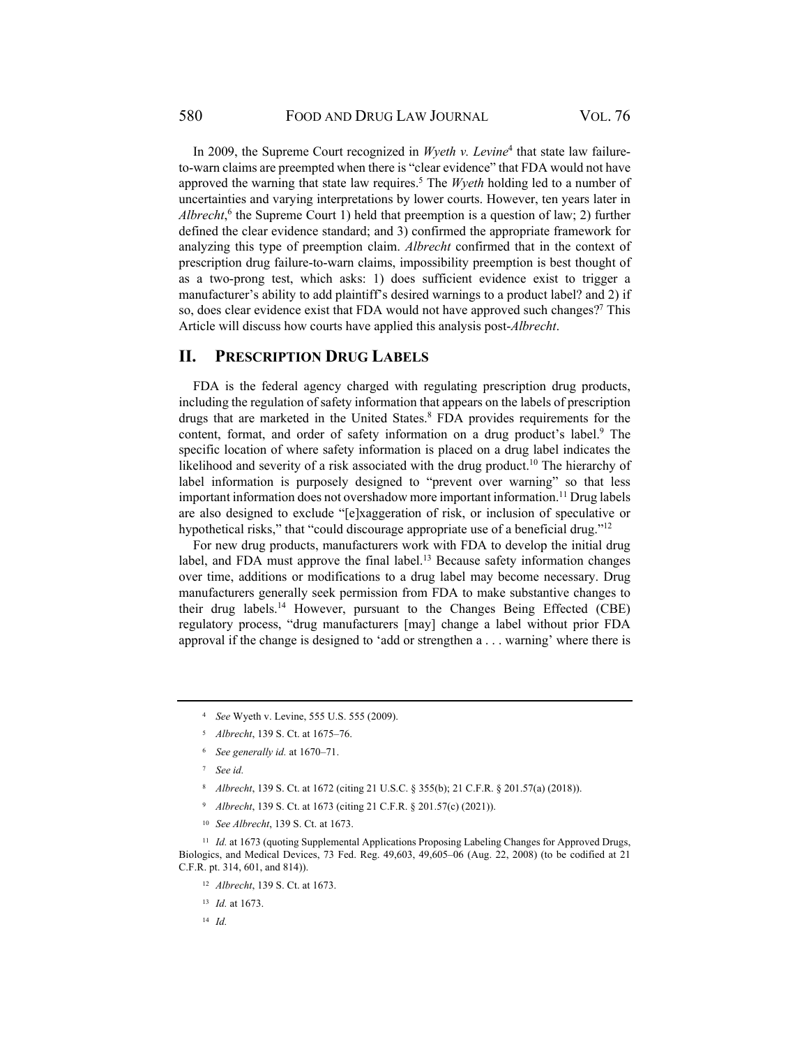In 2009, the Supreme Court recognized in *Wyeth v. Levine*[4] that state law failure-to-warn claims are preempted when there is "clear evidence" that FDA would not have approved the warning that state law requires.[5] The *Wyeth* holding led to a number of uncertainties and varying interpretations by lower courts. However, ten years later in *Albrecht*,[6] the Supreme Court 1) held that preemption is a question of law; 2) further defined the clear evidence standard; and 3) confirmed the appropriate framework for analyzing this type of preemption claim. *Albrecht* confirmed that in the context of prescription drug failure-to-warn claims, impossibility preemption is best thought of as a two-prong test, which asks: 1) does sufficient evidence exist to trigger a manufacturer's ability to add plaintiff's desired warnings to a product label? and 2) if so, does clear evidence exist that FDA would not have approved such changes?[7] This Article will discuss how courts have applied this analysis post-*Albrecht*.

## II. PRESCRIPTION DRUG LABELS

FDA is the federal agency charged with regulating prescription drug products, including the regulation of safety information that appears on the labels of prescription drugs that are marketed in the United States.[8] FDA provides requirements for the content, format, and order of safety information on a drug product's label.[9] The specific location of where safety information is placed on a drug label indicates the likelihood and severity of a risk associated with the drug product.[10] The hierarchy of label information is purposely designed to "prevent over warning" so that less important information does not overshadow more important information.[11] Drug labels are also designed to exclude "[e]xaggeration of risk, or inclusion of speculative or hypothetical risks," that "could discourage appropriate use of a beneficial drug."[12]

For new drug products, manufacturers work with FDA to develop the initial drug label, and FDA must approve the final label.[13] Because safety information changes over time, additions or modifications to a drug label may become necessary. Drug manufacturers generally seek permission from FDA to make substantive changes to their drug labels.[14] However, pursuant to the Changes Being Effected (CBE) regulatory process, "drug manufacturers [may] change a label without prior FDA approval if the change is designed to 'add or strengthen a . . . warning' where there is

---

[4] *See* Wyeth v. Levine, 555 U.S. 555 (2009).

[5] *Albrecht*, 139 S. Ct. at 1675–76.

[6] *See generally id.* at 1670–71.

[7] *See id.*

[8] *Albrecht*, 139 S. Ct. at 1672 (citing 21 U.S.C. § 355(b); 21 C.F.R. § 201.57(a) (2018)).

[9] *Albrecht*, 139 S. Ct. at 1673 (citing 21 C.F.R. § 201.57(c) (2021)).

[10] *See Albrecht*, 139 S. Ct. at 1673.

[11] *Id.* at 1673 (quoting Supplemental Applications Proposing Labeling Changes for Approved Drugs, Biologics, and Medical Devices, 73 Fed. Reg. 49,603, 49,605–06 (Aug. 22, 2008) (to be codified at 21 C.F.R. pt. 314, 601, and 814)).

[12] *Albrecht*, 139 S. Ct. at 1673.

[13] *Id.* at 1673.

[14] *Id.*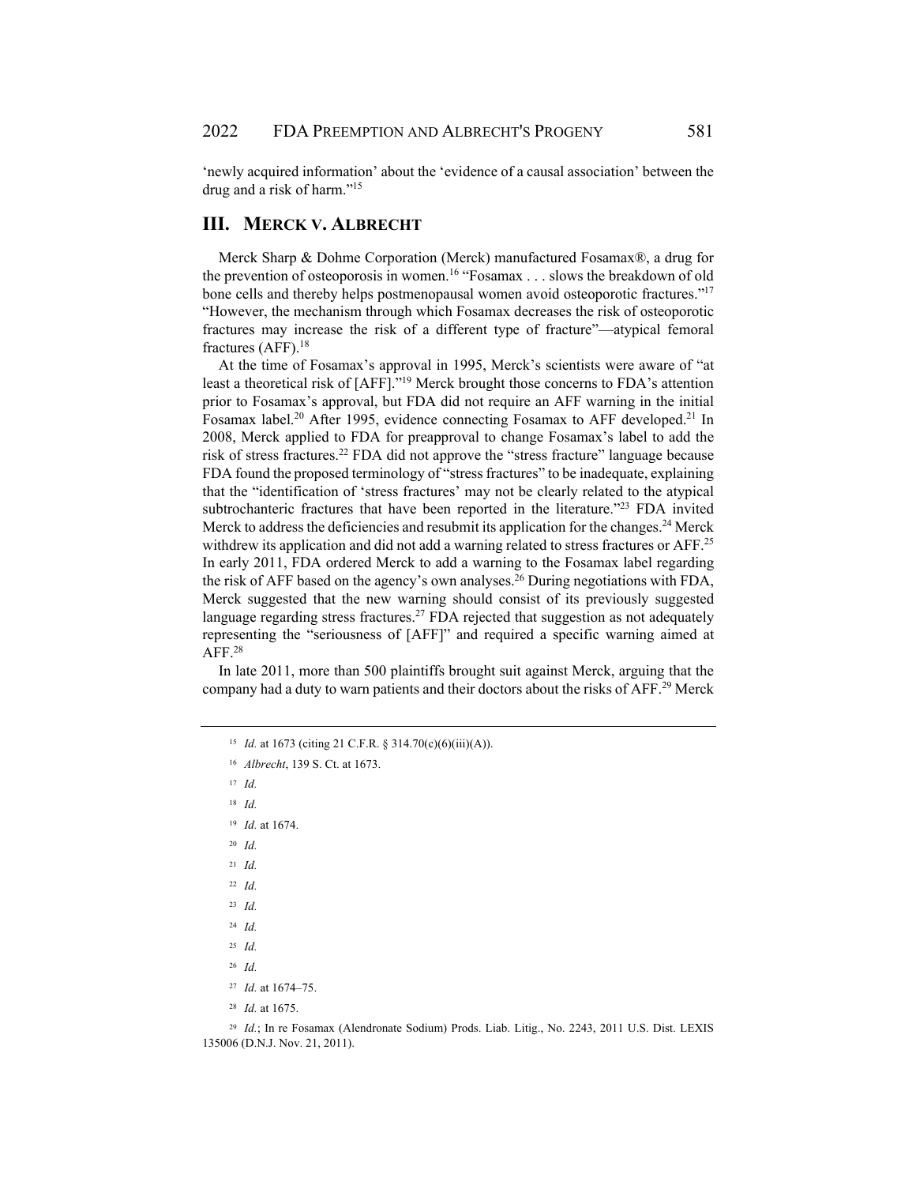'newly acquired information' about the 'evidence of a causal association' between the drug and a risk of harm."[15]

## III. MERCK V. ALBRECHT

Merck Sharp & Dohme Corporation (Merck) manufactured Fosamax®, a drug for the prevention of osteoporosis in women.[16] "Fosamax . . . slows the breakdown of old bone cells and thereby helps postmenopausal women avoid osteoporotic fractures."[17] "However, the mechanism through which Fosamax decreases the risk of osteoporotic fractures may increase the risk of a different type of fracture"—atypical femoral fractures (AFF).[18]

At the time of Fosamax's approval in 1995, Merck's scientists were aware of "at least a theoretical risk of [AFF]."[19] Merck brought those concerns to FDA's attention prior to Fosamax's approval, but FDA did not require an AFF warning in the initial Fosamax label.[20] After 1995, evidence connecting Fosamax to AFF developed.[21] In 2008, Merck applied to FDA for preapproval to change Fosamax's label to add the risk of stress fractures.[22] FDA did not approve the "stress fracture" language because FDA found the proposed terminology of "stress fractures" to be inadequate, explaining that the "identification of 'stress fractures' may not be clearly related to the atypical subtrochanteric fractures that have been reported in the literature."[23] FDA invited Merck to address the deficiencies and resubmit its application for the changes.[24] Merck withdrew its application and did not add a warning related to stress fractures or AFF.[25] In early 2011, FDA ordered Merck to add a warning to the Fosamax label regarding the risk of AFF based on the agency's own analyses.[26] During negotiations with FDA, Merck suggested that the new warning should consist of its previously suggested language regarding stress fractures.[27] FDA rejected that suggestion as not adequately representing the "seriousness of [AFF]" and required a specific warning aimed at AFF.[28]

In late 2011, more than 500 plaintiffs brought suit against Merck, arguing that the company had a duty to warn patients and their doctors about the risks of AFF.[29] Merck

---

[15] *Id.* at 1673 (citing 21 C.F.R. § 314.70(c)(6)(iii)(A)).

[16] *Albrecht*, 139 S. Ct. at 1673.

[17] *Id.*

[18] *Id.*

[19] *Id.* at 1674.

[20] *Id.*

[21] *Id.*

[22] *Id.*

[23] *Id.*

[24] *Id.*

[25] *Id.*

[26] *Id.*

[27] *Id.* at 1674–75.

[28] *Id.* at 1675.

[29] *Id.*; In re Fosamax (Alendronate Sodium) Prods. Liab. Litig., No. 2243, 2011 U.S. Dist. LEXIS 135006 (D.N.J. Nov. 21, 2011).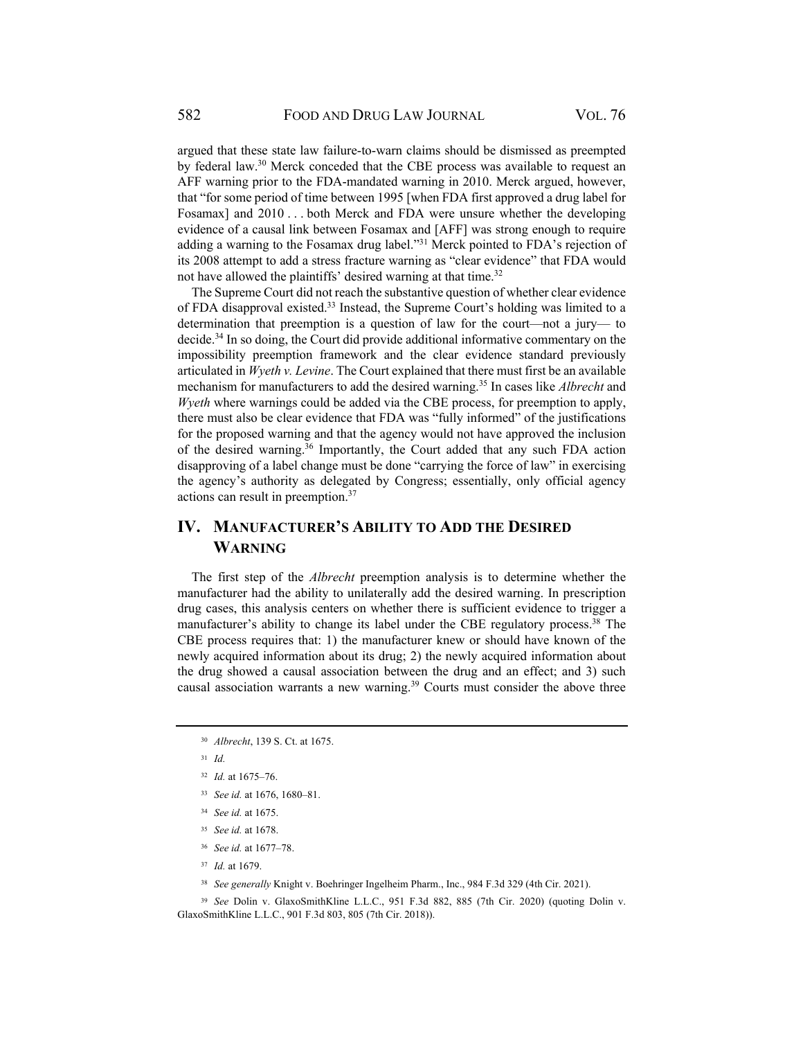argued that these state law failure-to-warn claims should be dismissed as preempted by federal law.[30] Merck conceded that the CBE process was available to request an AFF warning prior to the FDA-mandated warning in 2010. Merck argued, however, that "for some period of time between 1995 [when FDA first approved a drug label for Fosamax] and 2010 . . . both Merck and FDA were unsure whether the developing evidence of a causal link between Fosamax and [AFF] was strong enough to require adding a warning to the Fosamax drug label."[31] Merck pointed to FDA's rejection of its 2008 attempt to add a stress fracture warning as "clear evidence" that FDA would not have allowed the plaintiffs' desired warning at that time.[32]

The Supreme Court did not reach the substantive question of whether clear evidence of FDA disapproval existed.[33] Instead, the Supreme Court's holding was limited to a determination that preemption is a question of law for the court—not a jury— to decide.[34] In so doing, the Court did provide additional informative commentary on the impossibility preemption framework and the clear evidence standard previously articulated in *Wyeth v. Levine*. The Court explained that there must first be an available mechanism for manufacturers to add the desired warning.[35] In cases like *Albrecht* and *Wyeth* where warnings could be added via the CBE process, for preemption to apply, there must also be clear evidence that FDA was "fully informed" of the justifications for the proposed warning and that the agency would not have approved the inclusion of the desired warning.[36] Importantly, the Court added that any such FDA action disapproving of a label change must be done "carrying the force of law" in exercising the agency's authority as delegated by Congress; essentially, only official agency actions can result in preemption.[37]

## IV. Manufacturer's Ability to Add the Desired Warning

The first step of the *Albrecht* preemption analysis is to determine whether the manufacturer had the ability to unilaterally add the desired warning. In prescription drug cases, this analysis centers on whether there is sufficient evidence to trigger a manufacturer's ability to change its label under the CBE regulatory process.[38] The CBE process requires that: 1) the manufacturer knew or should have known of the newly acquired information about its drug; 2) the newly acquired information about the drug showed a causal association between the drug and an effect; and 3) such causal association warrants a new warning.[39] Courts must consider the above three

---

[30] *Albrecht*, 139 S. Ct. at 1675.

[31] *Id.*

[32] *Id.* at 1675–76.

[33] *See id.* at 1676, 1680–81.

[34] *See id.* at 1675.

[35] *See id.* at 1678.

[36] *See id.* at 1677–78.

[37] *Id.* at 1679.

[38] *See generally* Knight v. Boehringer Ingelheim Pharm., Inc., 984 F.3d 329 (4th Cir. 2021).

[39] *See* Dolin v. GlaxoSmithKline L.L.C., 951 F.3d 882, 885 (7th Cir. 2020) (quoting Dolin v. GlaxoSmithKline L.L.C., 901 F.3d 803, 805 (7th Cir. 2018)).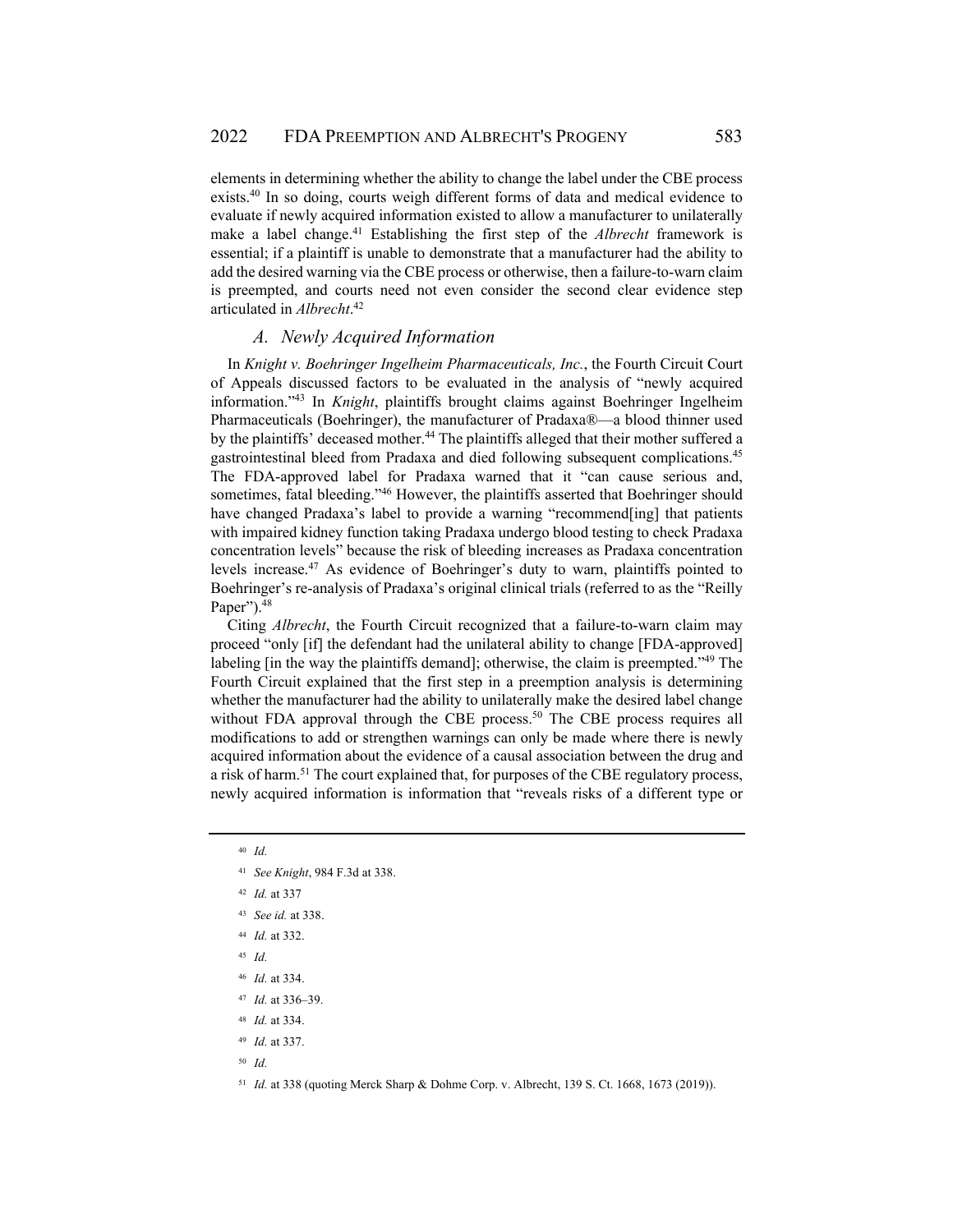elements in determining whether the ability to change the label under the CBE process exists.[40] In so doing, courts weigh different forms of data and medical evidence to evaluate if newly acquired information existed to allow a manufacturer to unilaterally make a label change.[41] Establishing the first step of the *Albrecht* framework is essential; if a plaintiff is unable to demonstrate that a manufacturer had the ability to add the desired warning via the CBE process or otherwise, then a failure-to-warn claim is preempted, and courts need not even consider the second clear evidence step articulated in *Albrecht*.[42]

### *A. Newly Acquired Information*

In *Knight v. Boehringer Ingelheim Pharmaceuticals, Inc.*, the Fourth Circuit Court of Appeals discussed factors to be evaluated in the analysis of "newly acquired information."[43] In *Knight*, plaintiffs brought claims against Boehringer Ingelheim Pharmaceuticals (Boehringer), the manufacturer of Pradaxa®—a blood thinner used by the plaintiffs' deceased mother.[44] The plaintiffs alleged that their mother suffered a gastrointestinal bleed from Pradaxa and died following subsequent complications.[45] The FDA-approved label for Pradaxa warned that it "can cause serious and, sometimes, fatal bleeding."[46] However, the plaintiffs asserted that Boehringer should have changed Pradaxa's label to provide a warning "recommend[ing] that patients with impaired kidney function taking Pradaxa undergo blood testing to check Pradaxa concentration levels" because the risk of bleeding increases as Pradaxa concentration levels increase.[47] As evidence of Boehringer's duty to warn, plaintiffs pointed to Boehringer's re-analysis of Pradaxa's original clinical trials (referred to as the "Reilly Paper").[48]

Citing *Albrecht*, the Fourth Circuit recognized that a failure-to-warn claim may proceed "only [if] the defendant had the unilateral ability to change [FDA-approved] labeling [in the way the plaintiffs demand]; otherwise, the claim is preempted."[49] The Fourth Circuit explained that the first step in a preemption analysis is determining whether the manufacturer had the ability to unilaterally make the desired label change without FDA approval through the CBE process.[50] The CBE process requires all modifications to add or strengthen warnings can only be made where there is newly acquired information about the evidence of a causal association between the drug and a risk of harm.[51] The court explained that, for purposes of the CBE regulatory process, newly acquired information is information that "reveals risks of a different type or

---

[40] *Id.*

[41] *See Knight*, 984 F.3d at 338.

[42] *Id.* at 337

[43] *See id.* at 338.

[44] *Id.* at 332.

[45] *Id.*

[46] *Id.* at 334.

[47] *Id.* at 336–39.

[48] *Id.* at 334.

[49] *Id.* at 337.

[50] *Id.*

[51] *Id.* at 338 (quoting Merck Sharp & Dohme Corp. v. Albrecht, 139 S. Ct. 1668, 1673 (2019)).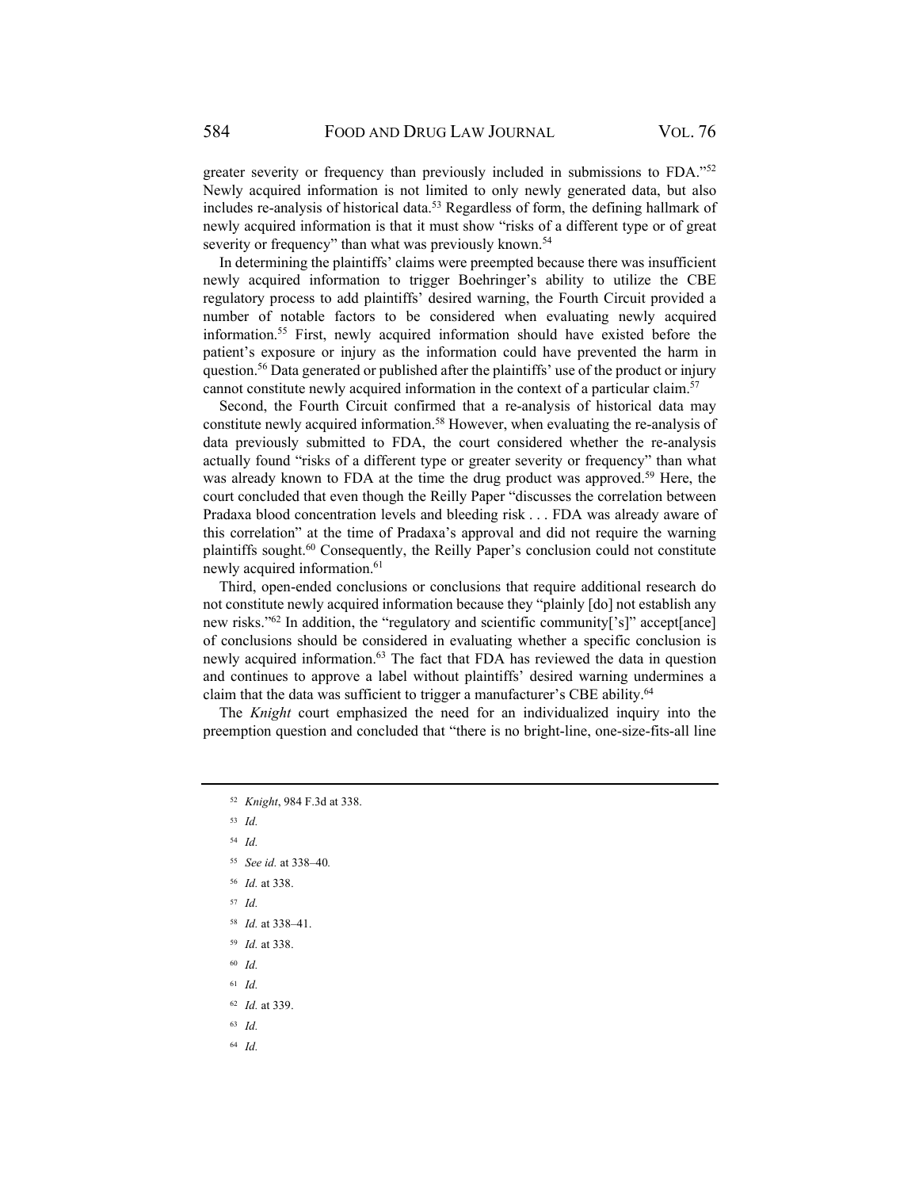greater severity or frequency than previously included in submissions to FDA."[52] Newly acquired information is not limited to only newly generated data, but also includes re-analysis of historical data.[53] Regardless of form, the defining hallmark of newly acquired information is that it must show "risks of a different type or of great severity or frequency" than what was previously known.[54]

In determining the plaintiffs' claims were preempted because there was insufficient newly acquired information to trigger Boehringer's ability to utilize the CBE regulatory process to add plaintiffs' desired warning, the Fourth Circuit provided a number of notable factors to be considered when evaluating newly acquired information.[55] First, newly acquired information should have existed before the patient's exposure or injury as the information could have prevented the harm in question.[56] Data generated or published after the plaintiffs' use of the product or injury cannot constitute newly acquired information in the context of a particular claim.[57]

Second, the Fourth Circuit confirmed that a re-analysis of historical data may constitute newly acquired information.[58] However, when evaluating the re-analysis of data previously submitted to FDA, the court considered whether the re-analysis actually found "risks of a different type or greater severity or frequency" than what was already known to FDA at the time the drug product was approved.[59] Here, the court concluded that even though the Reilly Paper "discusses the correlation between Pradaxa blood concentration levels and bleeding risk . . . FDA was already aware of this correlation" at the time of Pradaxa's approval and did not require the warning plaintiffs sought.[60] Consequently, the Reilly Paper's conclusion could not constitute newly acquired information.[61]

Third, open-ended conclusions or conclusions that require additional research do not constitute newly acquired information because they "plainly [do] not establish any new risks."[62] In addition, the "regulatory and scientific community['s]" accept[ance] of conclusions should be considered in evaluating whether a specific conclusion is newly acquired information.[63] The fact that FDA has reviewed the data in question and continues to approve a label without plaintiffs' desired warning undermines a claim that the data was sufficient to trigger a manufacturer's CBE ability.[64]

The *Knight* court emphasized the need for an individualized inquiry into the preemption question and concluded that "there is no bright-line, one-size-fits-all line

---

[52] *Knight*, 984 F.3d at 338.

[53] *Id.*

[54] *Id.*

[55] *See id.* at 338–40.

[56] *Id.* at 338.

[57] *Id.*

[58] *Id.* at 338–41.

[59] *Id.* at 338.

[60] *Id.*

[61] *Id.*

[62] *Id.* at 339.

[63] *Id.*

[64] *Id.*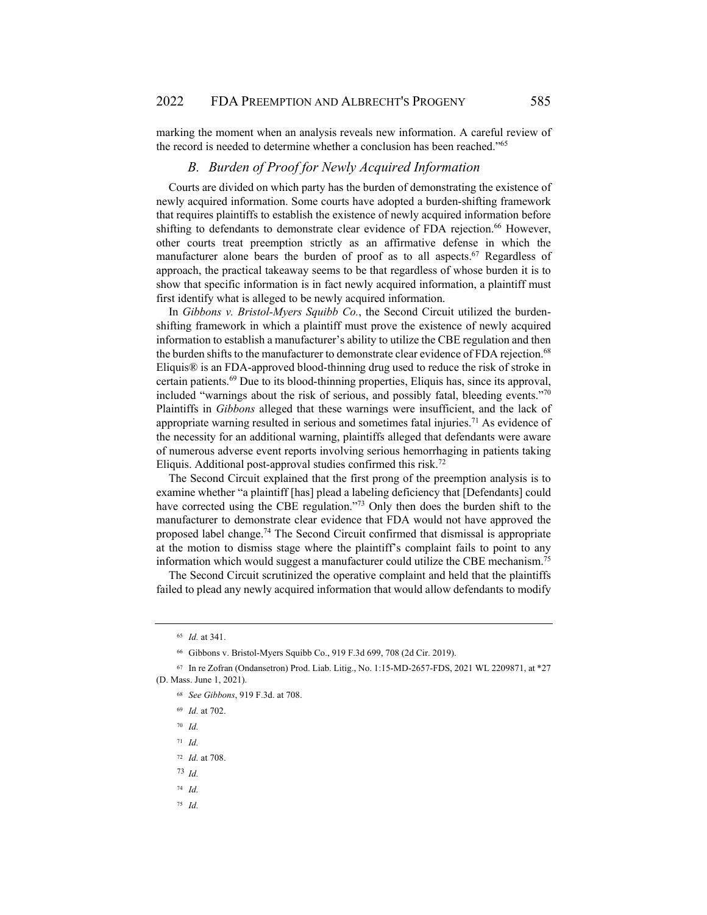marking the moment when an analysis reveals new information. A careful review of the record is needed to determine whether a conclusion has been reached."[65]

### *B. Burden of Proof for Newly Acquired Information*

Courts are divided on which party has the burden of demonstrating the existence of newly acquired information. Some courts have adopted a burden-shifting framework that requires plaintiffs to establish the existence of newly acquired information before shifting to defendants to demonstrate clear evidence of FDA rejection.[66] However, other courts treat preemption strictly as an affirmative defense in which the manufacturer alone bears the burden of proof as to all aspects.[67] Regardless of approach, the practical takeaway seems to be that regardless of whose burden it is to show that specific information is in fact newly acquired information, a plaintiff must first identify what is alleged to be newly acquired information.

In *Gibbons v. Bristol-Myers Squibb Co.*, the Second Circuit utilized the burden-shifting framework in which a plaintiff must prove the existence of newly acquired information to establish a manufacturer's ability to utilize the CBE regulation and then the burden shifts to the manufacturer to demonstrate clear evidence of FDA rejection.[68] Eliquis® is an FDA-approved blood-thinning drug used to reduce the risk of stroke in certain patients.[69] Due to its blood-thinning properties, Eliquis has, since its approval, included "warnings about the risk of serious, and possibly fatal, bleeding events."[70] Plaintiffs in *Gibbons* alleged that these warnings were insufficient, and the lack of appropriate warning resulted in serious and sometimes fatal injuries.[71] As evidence of the necessity for an additional warning, plaintiffs alleged that defendants were aware of numerous adverse event reports involving serious hemorrhaging in patients taking Eliquis. Additional post-approval studies confirmed this risk.[72]

The Second Circuit explained that the first prong of the preemption analysis is to examine whether "a plaintiff [has] plead a labeling deficiency that [Defendants] could have corrected using the CBE regulation."[73] Only then does the burden shift to the manufacturer to demonstrate clear evidence that FDA would not have approved the proposed label change.[74] The Second Circuit confirmed that dismissal is appropriate at the motion to dismiss stage where the plaintiff's complaint fails to point to any information which would suggest a manufacturer could utilize the CBE mechanism.[75]

The Second Circuit scrutinized the operative complaint and held that the plaintiffs failed to plead any newly acquired information that would allow defendants to modify

---

[65] *Id.* at 341.

[66] Gibbons v. Bristol-Myers Squibb Co., 919 F.3d 699, 708 (2d Cir. 2019).

[67] In re Zofran (Ondansetron) Prod. Liab. Litig., No. 1:15-MD-2657-FDS, 2021 WL 2209871, at *27 (D. Mass. June 1, 2021).

[68] *See Gibbons*, 919 F.3d. at 708.

[69] *Id.* at 702.

[70] *Id.*

[71] *Id.*

[72] *Id.* at 708.

[73] *Id.*

[74] *Id.*

[75] *Id.*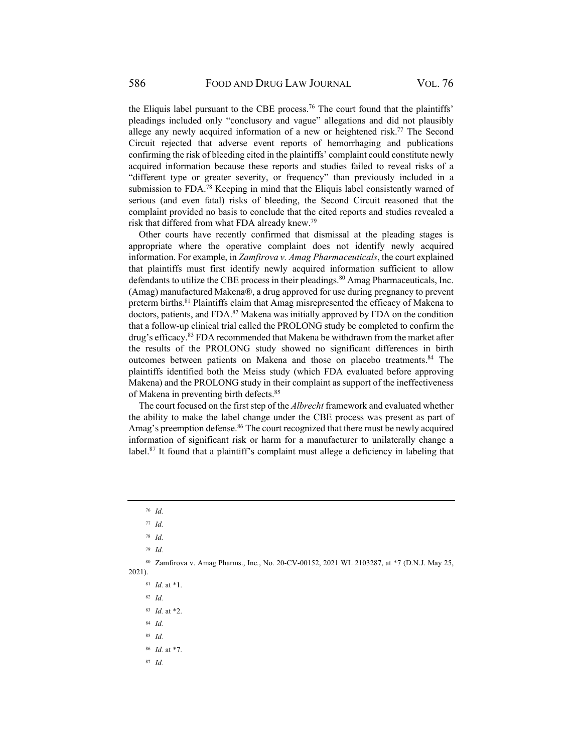the Eliquis label pursuant to the CBE process.[76] The court found that the plaintiffs' pleadings included only "conclusory and vague" allegations and did not plausibly allege any newly acquired information of a new or heightened risk.[77] The Second Circuit rejected that adverse event reports of hemorrhaging and publications confirming the risk of bleeding cited in the plaintiffs' complaint could constitute newly acquired information because these reports and studies failed to reveal risks of a "different type or greater severity, or frequency" than previously included in a submission to FDA.[78] Keeping in mind that the Eliquis label consistently warned of serious (and even fatal) risks of bleeding, the Second Circuit reasoned that the complaint provided no basis to conclude that the cited reports and studies revealed a risk that differed from what FDA already knew.[79]

Other courts have recently confirmed that dismissal at the pleading stages is appropriate where the operative complaint does not identify newly acquired information. For example, in *Zamfirova v. Amag Pharmaceuticals*, the court explained that plaintiffs must first identify newly acquired information sufficient to allow defendants to utilize the CBE process in their pleadings.[80] Amag Pharmaceuticals, Inc. (Amag) manufactured Makena®, a drug approved for use during pregnancy to prevent preterm births.[81] Plaintiffs claim that Amag misrepresented the efficacy of Makena to doctors, patients, and FDA.[82] Makena was initially approved by FDA on the condition that a follow-up clinical trial called the PROLONG study be completed to confirm the drug's efficacy.[83] FDA recommended that Makena be withdrawn from the market after the results of the PROLONG study showed no significant differences in birth outcomes between patients on Makena and those on placebo treatments.[84] The plaintiffs identified both the Meiss study (which FDA evaluated before approving Makena) and the PROLONG study in their complaint as support of the ineffectiveness of Makena in preventing birth defects.[85]

The court focused on the first step of the *Albrecht* framework and evaluated whether the ability to make the label change under the CBE process was present as part of Amag's preemption defense.[86] The court recognized that there must be newly acquired information of significant risk or harm for a manufacturer to unilaterally change a label.[87] It found that a plaintiff's complaint must allege a deficiency in labeling that

---

[76] *Id.*

[77] *Id.*

[78] *Id.*

[79] *Id.*

[80] Zamfirova v. Amag Pharms., Inc., No. 20-CV-00152, 2021 WL 2103287, at *7 (D.N.J. May 25, 2021).

[81] *Id.* at *1.

[82] *Id.*

[83] *Id.* at *2.

[84] *Id.*

[85] *Id.*

[86] *Id.* at *7.

[87] *Id.*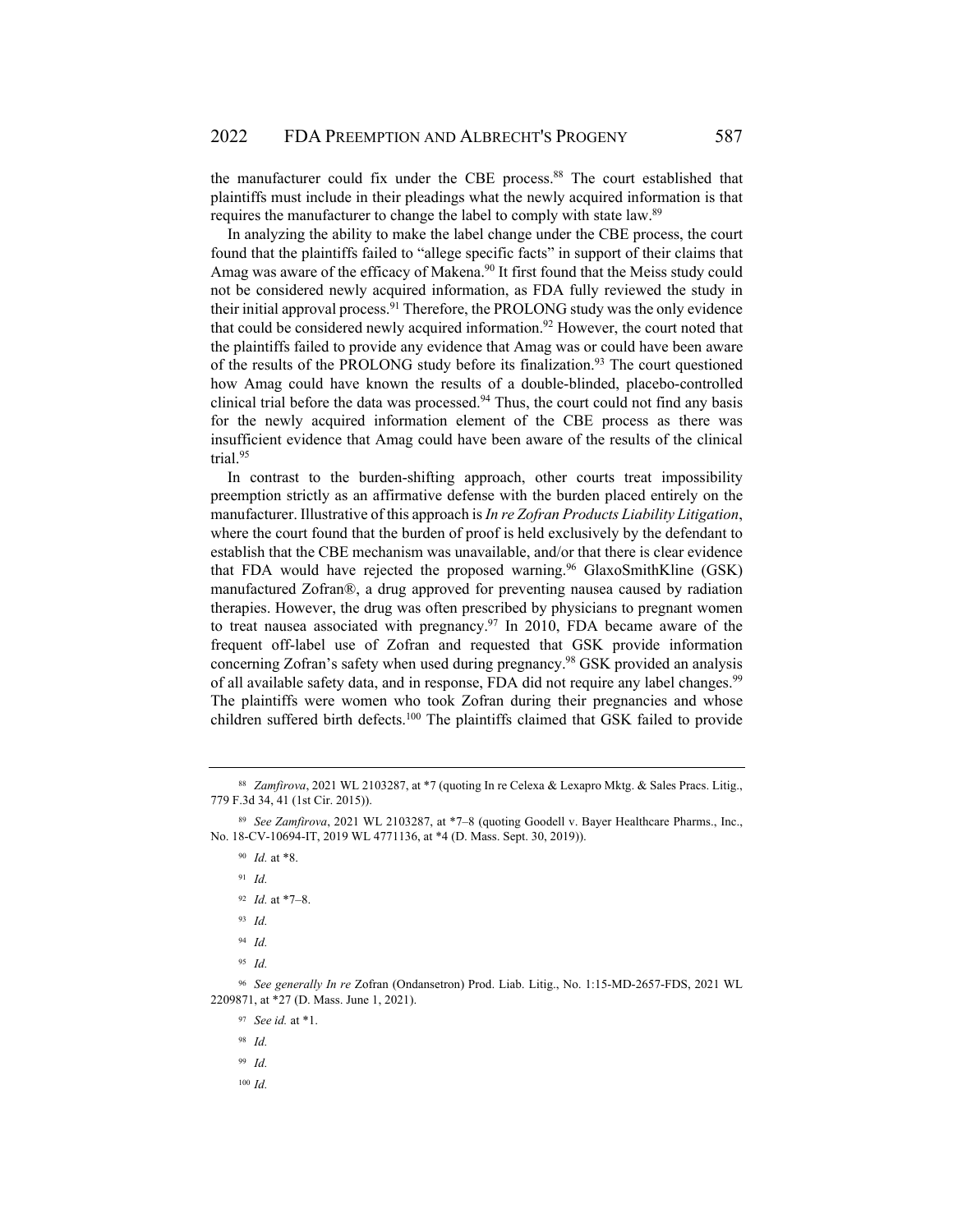the manufacturer could fix under the CBE process.[88] The court established that plaintiffs must include in their pleadings what the newly acquired information is that requires the manufacturer to change the label to comply with state law.[89]

In analyzing the ability to make the label change under the CBE process, the court found that the plaintiffs failed to "allege specific facts" in support of their claims that Amag was aware of the efficacy of Makena.[90] It first found that the Meiss study could not be considered newly acquired information, as FDA fully reviewed the study in their initial approval process.[91] Therefore, the PROLONG study was the only evidence that could be considered newly acquired information.[92] However, the court noted that the plaintiffs failed to provide any evidence that Amag was or could have been aware of the results of the PROLONG study before its finalization.[93] The court questioned how Amag could have known the results of a double-blinded, placebo-controlled clinical trial before the data was processed.[94] Thus, the court could not find any basis for the newly acquired information element of the CBE process as there was insufficient evidence that Amag could have been aware of the results of the clinical trial.[95]

In contrast to the burden-shifting approach, other courts treat impossibility preemption strictly as an affirmative defense with the burden placed entirely on the manufacturer. Illustrative of this approach is *In re Zofran Products Liability Litigation*, where the court found that the burden of proof is held exclusively by the defendant to establish that the CBE mechanism was unavailable, and/or that there is clear evidence that FDA would have rejected the proposed warning.[96] GlaxoSmithKline (GSK) manufactured Zofran®, a drug approved for preventing nausea caused by radiation therapies. However, the drug was often prescribed by physicians to pregnant women to treat nausea associated with pregnancy.[97] In 2010, FDA became aware of the frequent off-label use of Zofran and requested that GSK provide information concerning Zofran's safety when used during pregnancy.[98] GSK provided an analysis of all available safety data, and in response, FDA did not require any label changes.[99] The plaintiffs were women who took Zofran during their pregnancies and whose children suffered birth defects.[100] The plaintiffs claimed that GSK failed to provide

---

[88] *Zamfirova*, 2021 WL 2103287, at *7 (quoting In re Celexa & Lexapro Mktg. & Sales Pracs. Litig., 779 F.3d 34, 41 (1st Cir. 2015)).

[89] *See Zamfirova*, 2021 WL 2103287, at *7–8 (quoting Goodell v. Bayer Healthcare Pharms., Inc., No. 18-CV-10694-IT, 2019 WL 4771136, at *4 (D. Mass. Sept. 30, 2019)).

[90] *Id.* at *8.

[91] *Id.*

[92] *Id.* at *7–8.

[93] *Id.*

[94] *Id.*

[95] *Id.*

[96] *See generally In re* Zofran (Ondansetron) Prod. Liab. Litig., No. 1:15-MD-2657-FDS, 2021 WL 2209871, at *27 (D. Mass. June 1, 2021).

[97] *See id.* at *1.

[98] *Id.*

[99] *Id.*

[100] *Id.*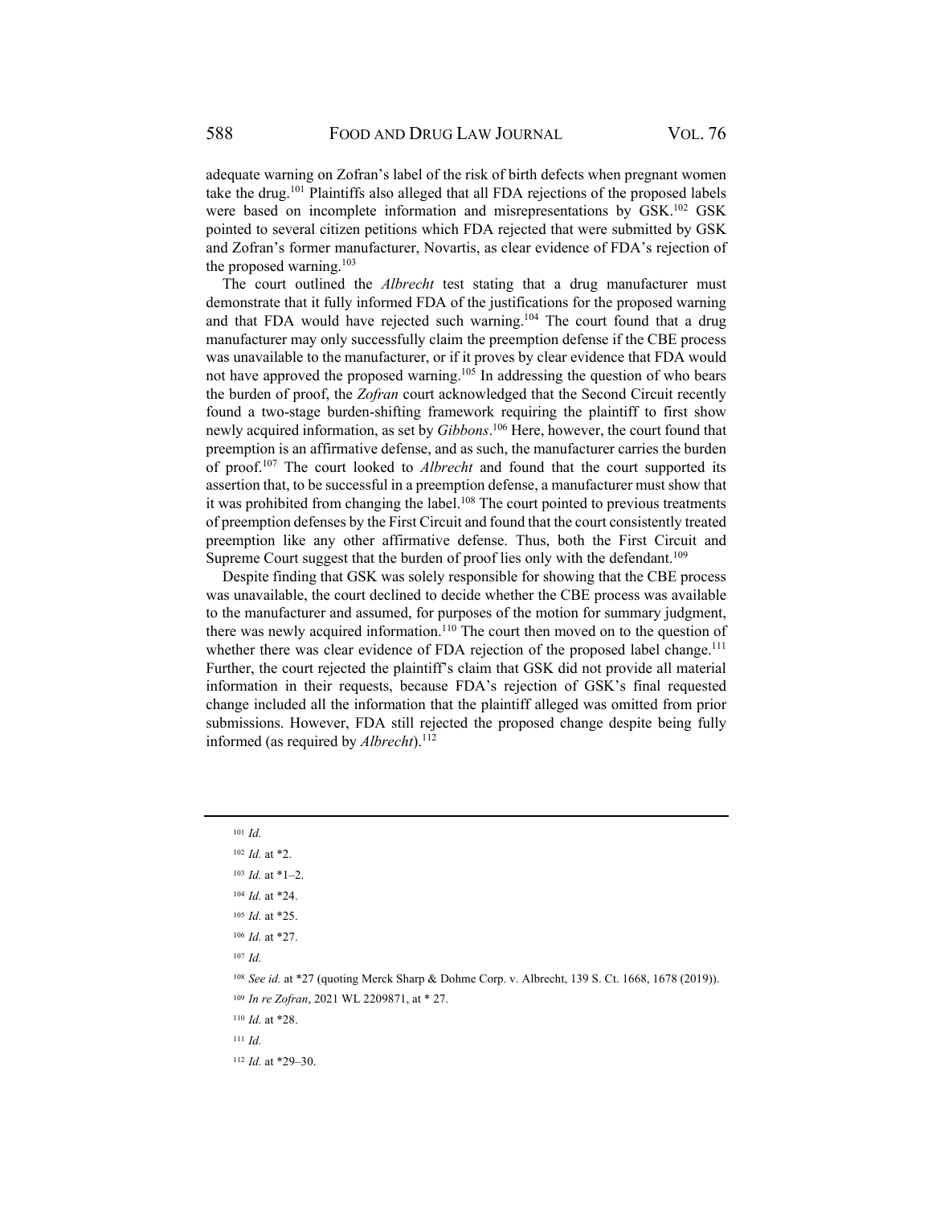adequate warning on Zofran's label of the risk of birth defects when pregnant women take the drug.[101] Plaintiffs also alleged that all FDA rejections of the proposed labels were based on incomplete information and misrepresentations by GSK.[102] GSK pointed to several citizen petitions which FDA rejected that were submitted by GSK and Zofran's former manufacturer, Novartis, as clear evidence of FDA's rejection of the proposed warning.[103]

The court outlined the *Albrecht* test stating that a drug manufacturer must demonstrate that it fully informed FDA of the justifications for the proposed warning and that FDA would have rejected such warning.[104] The court found that a drug manufacturer may only successfully claim the preemption defense if the CBE process was unavailable to the manufacturer, or if it proves by clear evidence that FDA would not have approved the proposed warning.[105] In addressing the question of who bears the burden of proof, the *Zofran* court acknowledged that the Second Circuit recently found a two-stage burden-shifting framework requiring the plaintiff to first show newly acquired information, as set by *Gibbons*.[106] Here, however, the court found that preemption is an affirmative defense, and as such, the manufacturer carries the burden of proof.[107] The court looked to *Albrecht* and found that the court supported its assertion that, to be successful in a preemption defense, a manufacturer must show that it was prohibited from changing the label.[108] The court pointed to previous treatments of preemption defenses by the First Circuit and found that the court consistently treated preemption like any other affirmative defense. Thus, both the First Circuit and Supreme Court suggest that the burden of proof lies only with the defendant.[109]

Despite finding that GSK was solely responsible for showing that the CBE process was unavailable, the court declined to decide whether the CBE process was available to the manufacturer and assumed, for purposes of the motion for summary judgment, there was newly acquired information.[110] The court then moved on to the question of whether there was clear evidence of FDA rejection of the proposed label change.[111] Further, the court rejected the plaintiff's claim that GSK did not provide all material information in their requests, because FDA's rejection of GSK's final requested change included all the information that the plaintiff alleged was omitted from prior submissions. However, FDA still rejected the proposed change despite being fully informed (as required by *Albrecht*).[112]

---

[101] *Id.*

[102] *Id.* at *2.

[103] *Id.* at *1–2.

[104] *Id.* at *24.

[105] *Id.* at *25.

[106] *Id.* at *27.

[107] *Id.*

[108] *See id.* at *27 (quoting Merck Sharp & Dohme Corp. v. Albrecht, 139 S. Ct. 1668, 1678 (2019)).

[109] *In re Zofran*, 2021 WL 2209871, at * 27.

[110] *Id.* at *28.

[111] *Id.*

[112] *Id.* at *29–30.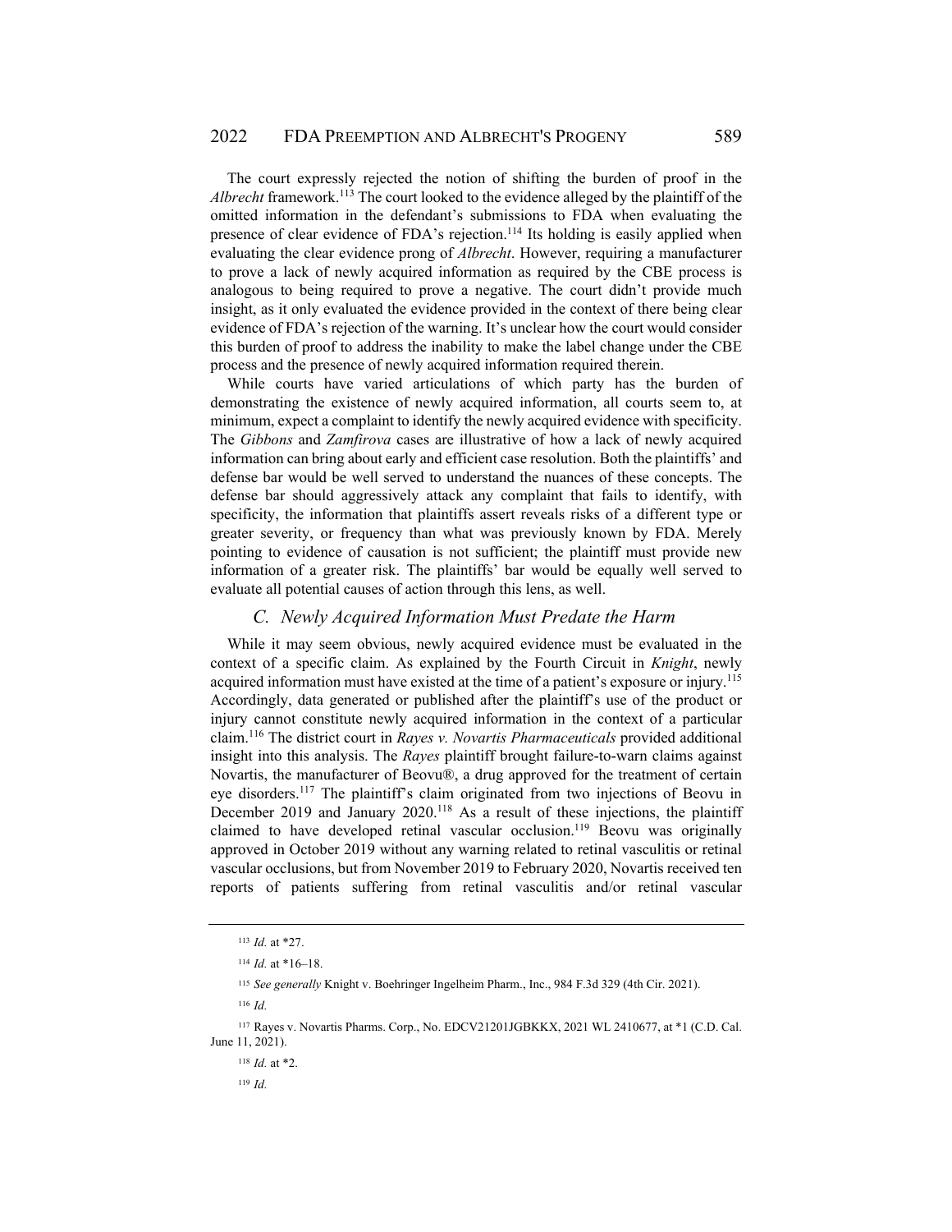The court expressly rejected the notion of shifting the burden of proof in the *Albrecht* framework.[113] The court looked to the evidence alleged by the plaintiff of the omitted information in the defendant's submissions to FDA when evaluating the presence of clear evidence of FDA's rejection.[114] Its holding is easily applied when evaluating the clear evidence prong of *Albrecht*. However, requiring a manufacturer to prove a lack of newly acquired information as required by the CBE process is analogous to being required to prove a negative. The court didn't provide much insight, as it only evaluated the evidence provided in the context of there being clear evidence of FDA's rejection of the warning. It's unclear how the court would consider this burden of proof to address the inability to make the label change under the CBE process and the presence of newly acquired information required therein.

While courts have varied articulations of which party has the burden of demonstrating the existence of newly acquired information, all courts seem to, at minimum, expect a complaint to identify the newly acquired evidence with specificity. The *Gibbons* and *Zamfirova* cases are illustrative of how a lack of newly acquired information can bring about early and efficient case resolution. Both the plaintiffs' and defense bar would be well served to understand the nuances of these concepts. The defense bar should aggressively attack any complaint that fails to identify, with specificity, the information that plaintiffs assert reveals risks of a different type or greater severity, or frequency than what was previously known by FDA. Merely pointing to evidence of causation is not sufficient; the plaintiff must provide new information of a greater risk. The plaintiffs' bar would be equally well served to evaluate all potential causes of action through this lens, as well.

### *C. Newly Acquired Information Must Predate the Harm*

While it may seem obvious, newly acquired evidence must be evaluated in the context of a specific claim. As explained by the Fourth Circuit in *Knight*, newly acquired information must have existed at the time of a patient's exposure or injury.[115] Accordingly, data generated or published after the plaintiff's use of the product or injury cannot constitute newly acquired information in the context of a particular claim.[116] The district court in *Rayes v. Novartis Pharmaceuticals* provided additional insight into this analysis. The *Rayes* plaintiff brought failure-to-warn claims against Novartis, the manufacturer of Beovu®, a drug approved for the treatment of certain eye disorders.[117] The plaintiff's claim originated from two injections of Beovu in December 2019 and January 2020.[118] As a result of these injections, the plaintiff claimed to have developed retinal vascular occlusion.[119] Beovu was originally approved in October 2019 without any warning related to retinal vasculitis or retinal vascular occlusions, but from November 2019 to February 2020, Novartis received ten reports of patients suffering from retinal vasculitis and/or retinal vascular

---

[113] *Id.* at \*27.

[114] *Id.* at \*16–18.

[115] *See generally* Knight v. Boehringer Ingelheim Pharm., Inc., 984 F.3d 329 (4th Cir. 2021).

[116] *Id.*

[117] Rayes v. Novartis Pharms. Corp., No. EDCV21201JGBKKX, 2021 WL 2410677, at \*1 (C.D. Cal. June 11, 2021).

[118] *Id.* at \*2.

[119] *Id.*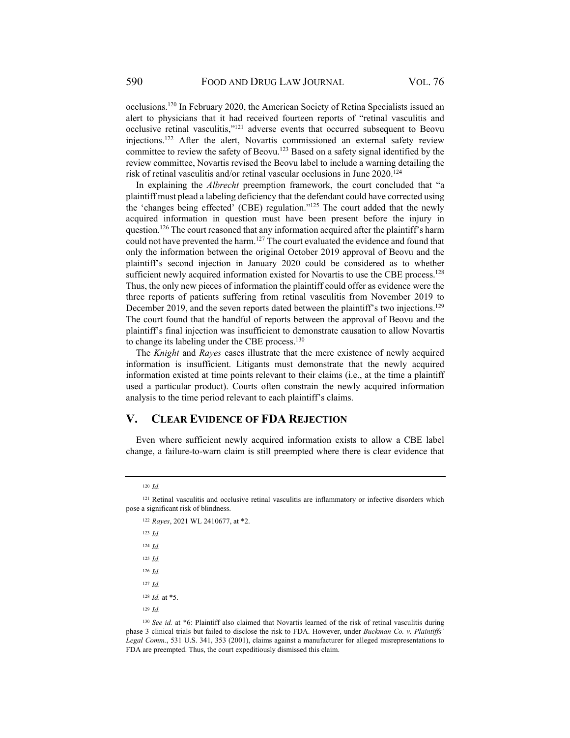occlusions.[120] In February 2020, the American Society of Retina Specialists issued an alert to physicians that it had received fourteen reports of "retinal vasculitis and occlusive retinal vasculitis,"[121] adverse events that occurred subsequent to Beovu injections.[122] After the alert, Novartis commissioned an external safety review committee to review the safety of Beovu.[123] Based on a safety signal identified by the review committee, Novartis revised the Beovu label to include a warning detailing the risk of retinal vasculitis and/or retinal vascular occlusions in June 2020.[124]

In explaining the *Albrecht* preemption framework, the court concluded that "a plaintiff must plead a labeling deficiency that the defendant could have corrected using the 'changes being effected' (CBE) regulation."[125] The court added that the newly acquired information in question must have been present before the injury in question.[126] The court reasoned that any information acquired after the plaintiff's harm could not have prevented the harm.[127] The court evaluated the evidence and found that only the information between the original October 2019 approval of Beovu and the plaintiff's second injection in January 2020 could be considered as to whether sufficient newly acquired information existed for Novartis to use the CBE process.[128] Thus, the only new pieces of information the plaintiff could offer as evidence were the three reports of patients suffering from retinal vasculitis from November 2019 to December 2019, and the seven reports dated between the plaintiff's two injections.[129] The court found that the handful of reports between the approval of Beovu and the plaintiff's final injection was insufficient to demonstrate causation to allow Novartis to change its labeling under the CBE process.[130]

The *Knight* and *Rayes* cases illustrate that the mere existence of newly acquired information is insufficient. Litigants must demonstrate that the newly acquired information existed at time points relevant to their claims (i.e., at the time a plaintiff used a particular product). Courts often constrain the newly acquired information analysis to the time period relevant to each plaintiff's claims.

## V. Clear Evidence of FDA Rejection

Even where sufficient newly acquired information exists to allow a CBE label change, a failure-to-warn claim is still preempted where there is clear evidence that

---

[120] *Id.*

[121] Retinal vasculitis and occlusive retinal vasculitis are inflammatory or infective disorders which pose a significant risk of blindness.

[122] *Rayes*, 2021 WL 2410677, at *2.

[123] *Id.*

[124] *Id.*

[125] *Id.*

[126] *Id.*

[127] *Id.*

[128] *Id.* at *5.

[129] *Id.*

[130] *See id.* at *6: Plaintiff also claimed that Novartis learned of the risk of retinal vasculitis during phase 3 clinical trials but failed to disclose the risk to FDA. However, under *Buckman Co. v. Plaintiffs' Legal Comm.*, 531 U.S. 341, 353 (2001), claims against a manufacturer for alleged misrepresentations to FDA are preempted. Thus, the court expeditiously dismissed this claim.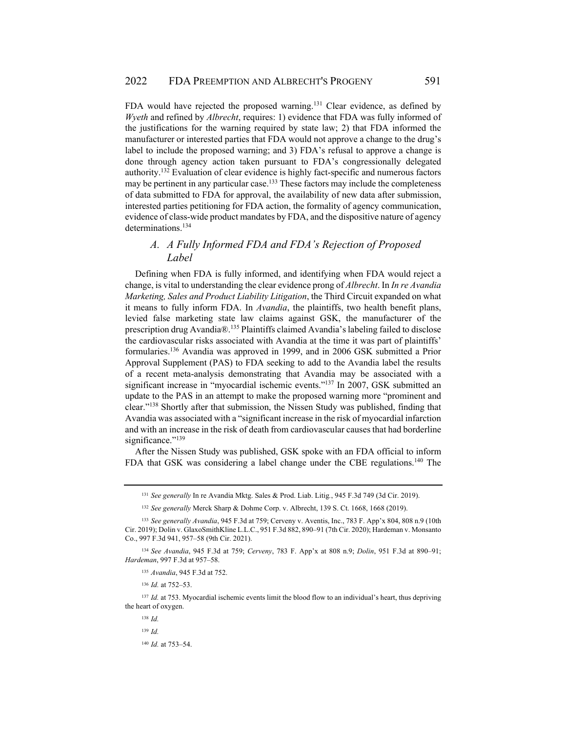FDA would have rejected the proposed warning.[131] Clear evidence, as defined by *Wyeth* and refined by *Albrecht*, requires: 1) evidence that FDA was fully informed of the justifications for the warning required by state law; 2) that FDA informed the manufacturer or interested parties that FDA would not approve a change to the drug's label to include the proposed warning; and 3) FDA's refusal to approve a change is done through agency action taken pursuant to FDA's congressionally delegated authority.[132] Evaluation of clear evidence is highly fact-specific and numerous factors may be pertinent in any particular case.[133] These factors may include the completeness of data submitted to FDA for approval, the availability of new data after submission, interested parties petitioning for FDA action, the formality of agency communication, evidence of class-wide product mandates by FDA, and the dispositive nature of agency determinations.[134]

### *A. A Fully Informed FDA and FDA's Rejection of Proposed Label*

Defining when FDA is fully informed, and identifying when FDA would reject a change, is vital to understanding the clear evidence prong of *Albrecht*. In *In re Avandia Marketing, Sales and Product Liability Litigation*, the Third Circuit expanded on what it means to fully inform FDA. In *Avandia*, the plaintiffs, two health benefit plans, levied false marketing state law claims against GSK, the manufacturer of the prescription drug Avandia®.[135] Plaintiffs claimed Avandia's labeling failed to disclose the cardiovascular risks associated with Avandia at the time it was part of plaintiffs' formularies.[136] Avandia was approved in 1999, and in 2006 GSK submitted a Prior Approval Supplement (PAS) to FDA seeking to add to the Avandia label the results of a recent meta-analysis demonstrating that Avandia may be associated with a significant increase in "myocardial ischemic events."[137] In 2007, GSK submitted an update to the PAS in an attempt to make the proposed warning more "prominent and clear."[138] Shortly after that submission, the Nissen Study was published, finding that Avandia was associated with a "significant increase in the risk of myocardial infarction and with an increase in the risk of death from cardiovascular causes that had borderline significance."[139]

After the Nissen Study was published, GSK spoke with an FDA official to inform FDA that GSK was considering a label change under the CBE regulations.[140] The

---

[131] *See generally* In re Avandia Mktg. Sales & Prod. Liab. Litig., 945 F.3d 749 (3d Cir. 2019).

[132] *See generally* Merck Sharp & Dohme Corp. v. Albrecht, 139 S. Ct. 1668, 1668 (2019).

[133] *See generally Avandia*, 945 F.3d at 759; Cerveny v. Aventis, Inc., 783 F. App'x 804, 808 n.9 (10th Cir. 2019); Dolin v. GlaxoSmithKline L.L.C., 951 F.3d 882, 890–91 (7th Cir. 2020); Hardeman v. Monsanto Co., 997 F.3d 941, 957–58 (9th Cir. 2021).

[134] *See Avandia*, 945 F.3d at 759; *Cerveny*, 783 F. App'x at 808 n.9; *Dolin*, 951 F.3d at 890–91; *Hardeman*, 997 F.3d at 957–58.

[135] *Avandia*, 945 F.3d at 752.

[136] *Id.* at 752–53.

[137] *Id.* at 753. Myocardial ischemic events limit the blood flow to an individual's heart, thus depriving the heart of oxygen.

[138] *Id.*

[139] *Id.*

[140] *Id.* at 753–54.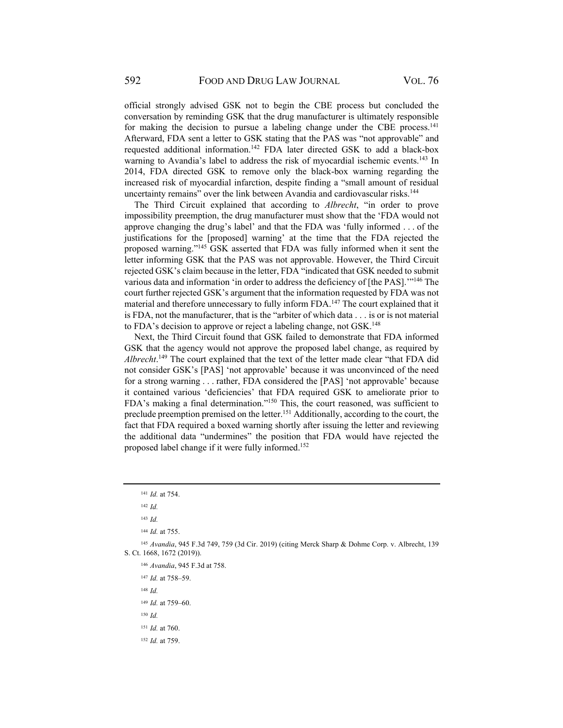official strongly advised GSK not to begin the CBE process but concluded the conversation by reminding GSK that the drug manufacturer is ultimately responsible for making the decision to pursue a labeling change under the CBE process.[141] Afterward, FDA sent a letter to GSK stating that the PAS was "not approvable" and requested additional information.[142] FDA later directed GSK to add a black-box warning to Avandia's label to address the risk of myocardial ischemic events.[143] In 2014, FDA directed GSK to remove only the black-box warning regarding the increased risk of myocardial infarction, despite finding a "small amount of residual uncertainty remains" over the link between Avandia and cardiovascular risks.[144]

The Third Circuit explained that according to *Albrecht*, "in order to prove impossibility preemption, the drug manufacturer must show that the 'FDA would not approve changing the drug's label' and that the FDA was 'fully informed . . . of the justifications for the [proposed] warning' at the time that the FDA rejected the proposed warning."[145] GSK asserted that FDA was fully informed when it sent the letter informing GSK that the PAS was not approvable. However, the Third Circuit rejected GSK's claim because in the letter, FDA "indicated that GSK needed to submit various data and information 'in order to address the deficiency of [the PAS].'"[146] The court further rejected GSK's argument that the information requested by FDA was not material and therefore unnecessary to fully inform FDA.[147] The court explained that it is FDA, not the manufacturer, that is the "arbiter of which data . . . is or is not material to FDA's decision to approve or reject a labeling change, not GSK.[148]

Next, the Third Circuit found that GSK failed to demonstrate that FDA informed GSK that the agency would not approve the proposed label change, as required by *Albrecht*.[149] The court explained that the text of the letter made clear "that FDA did not consider GSK's [PAS] 'not approvable' because it was unconvinced of the need for a strong warning . . . rather, FDA considered the [PAS] 'not approvable' because it contained various 'deficiencies' that FDA required GSK to ameliorate prior to FDA's making a final determination."[150] This, the court reasoned, was sufficient to preclude preemption premised on the letter.[151] Additionally, according to the court, the fact that FDA required a boxed warning shortly after issuing the letter and reviewing the additional data "undermines" the position that FDA would have rejected the proposed label change if it were fully informed.[152]

---

[141] *Id.* at 754.

[142] *Id.*

[143] *Id.*

[144] *Id.* at 755.

[145] *Avandia*, 945 F.3d 749, 759 (3d Cir. 2019) (citing Merck Sharp & Dohme Corp. v. Albrecht, 139 S. Ct. 1668, 1672 (2019)).

[146] *Avandia*, 945 F.3d at 758.

[147] *Id.* at 758–59.

[148] *Id.*

[149] *Id.* at 759–60.

[150] *Id.*

[151] *Id.* at 760.

[152] *Id.* at 759.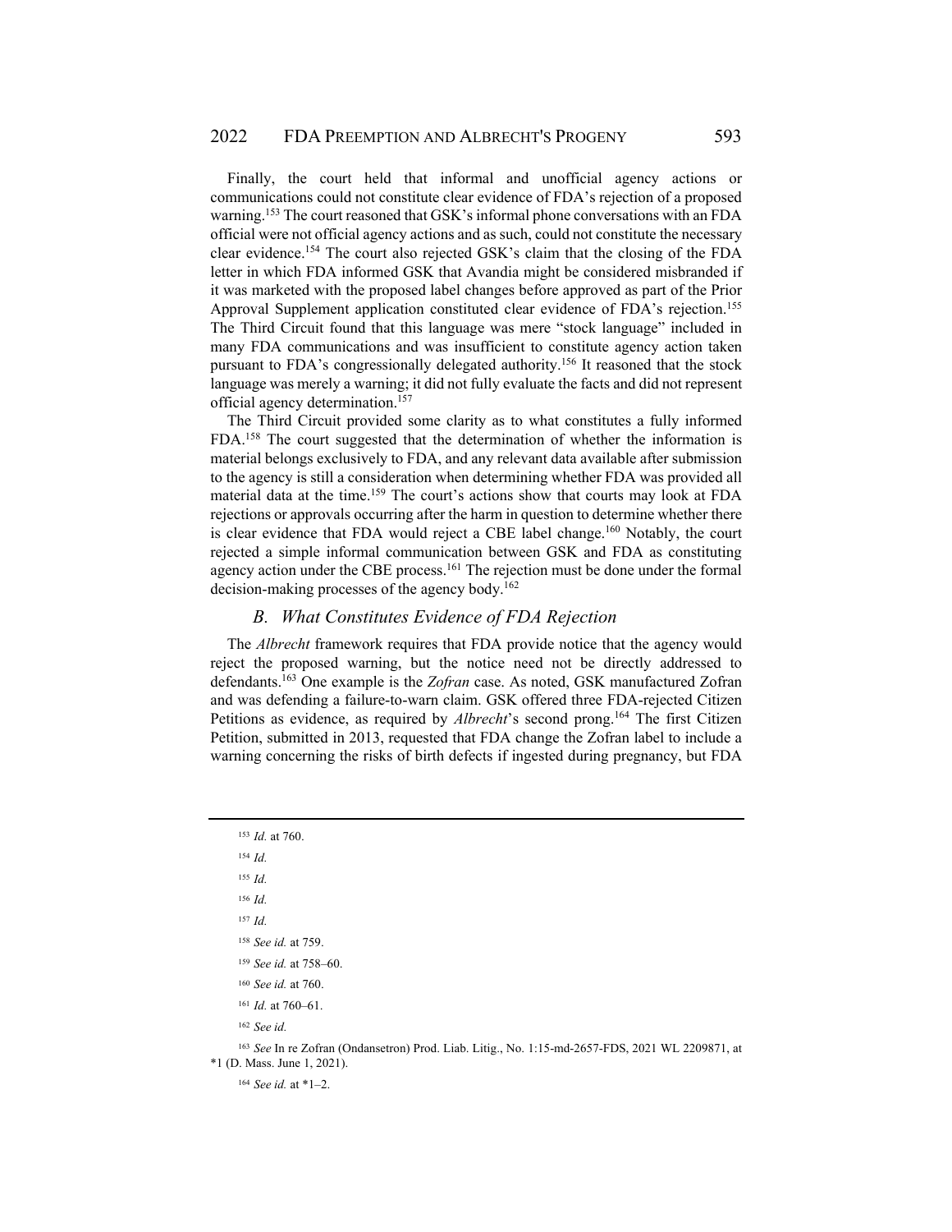Finally, the court held that informal and unofficial agency actions or communications could not constitute clear evidence of FDA's rejection of a proposed warning.[153] The court reasoned that GSK's informal phone conversations with an FDA official were not official agency actions and as such, could not constitute the necessary clear evidence.[154] The court also rejected GSK's claim that the closing of the FDA letter in which FDA informed GSK that Avandia might be considered misbranded if it was marketed with the proposed label changes before approved as part of the Prior Approval Supplement application constituted clear evidence of FDA's rejection.[155] The Third Circuit found that this language was mere "stock language" included in many FDA communications and was insufficient to constitute agency action taken pursuant to FDA's congressionally delegated authority.[156] It reasoned that the stock language was merely a warning; it did not fully evaluate the facts and did not represent official agency determination.[157]

The Third Circuit provided some clarity as to what constitutes a fully informed FDA.[158] The court suggested that the determination of whether the information is material belongs exclusively to FDA, and any relevant data available after submission to the agency is still a consideration when determining whether FDA was provided all material data at the time.[159] The court's actions show that courts may look at FDA rejections or approvals occurring after the harm in question to determine whether there is clear evidence that FDA would reject a CBE label change.[160] Notably, the court rejected a simple informal communication between GSK and FDA as constituting agency action under the CBE process.[161] The rejection must be done under the formal decision-making processes of the agency body.[162]

### *B. What Constitutes Evidence of FDA Rejection*

The *Albrecht* framework requires that FDA provide notice that the agency would reject the proposed warning, but the notice need not be directly addressed to defendants.[163] One example is the *Zofran* case. As noted, GSK manufactured Zofran and was defending a failure-to-warn claim. GSK offered three FDA-rejected Citizen Petitions as evidence, as required by *Albrecht*'s second prong.[164] The first Citizen Petition, submitted in 2013, requested that FDA change the Zofran label to include a warning concerning the risks of birth defects if ingested during pregnancy, but FDA

---

[153] *Id.* at 760.

[154] *Id.*

[155] *Id.*

[156] *Id.*

[157] *Id.*

[158] *See id.* at 759.

[159] *See id.* at 758–60.

[160] *See id.* at 760.

[161] *Id.* at 760–61.

[162] *See id.*

[163] *See* In re Zofran (Ondansetron) Prod. Liab. Litig., No. 1:15-md-2657-FDS, 2021 WL 2209871, at *1 (D. Mass. June 1, 2021).

[164] *See id.* at *1–2.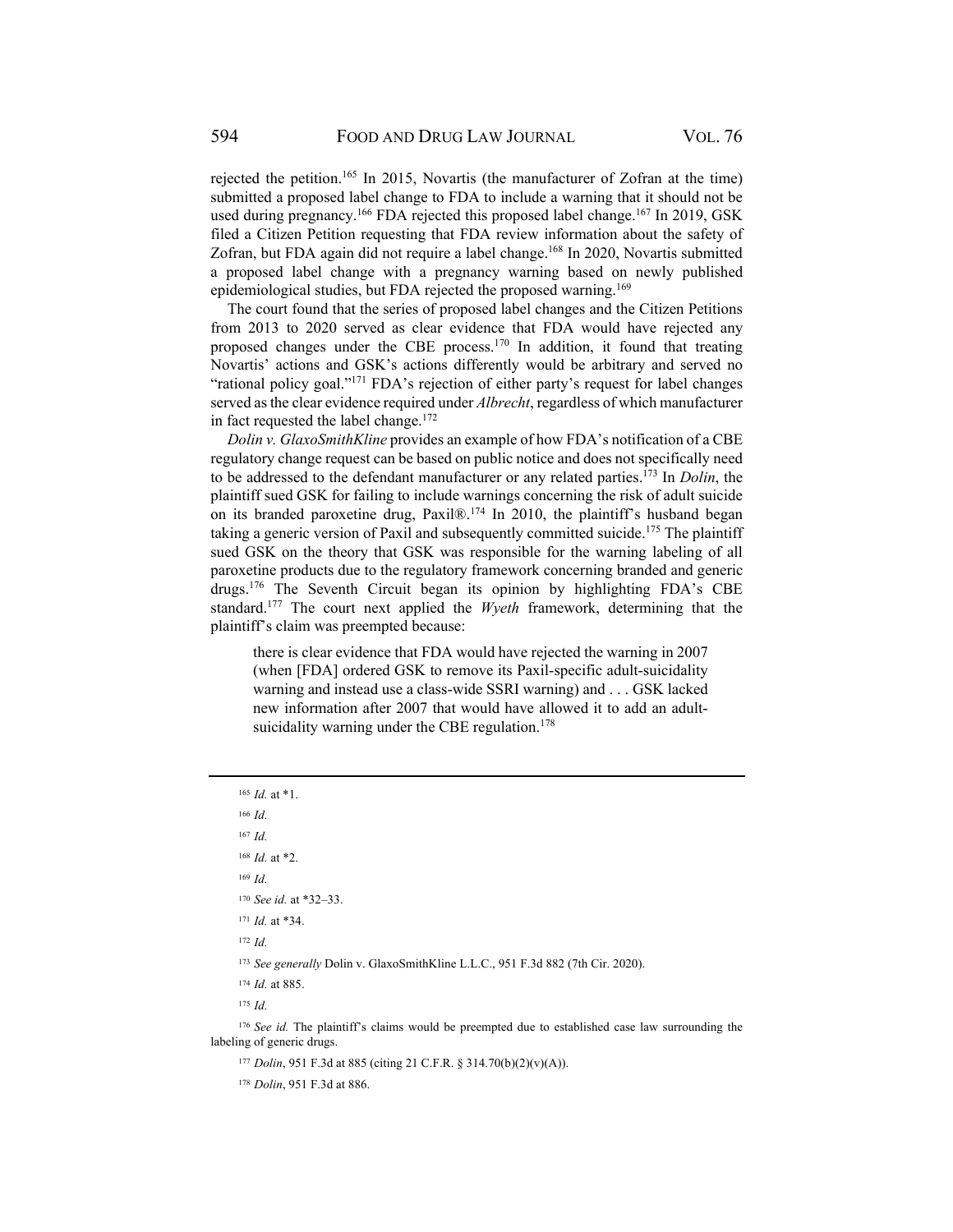rejected the petition.[165] In 2015, Novartis (the manufacturer of Zofran at the time) submitted a proposed label change to FDA to include a warning that it should not be used during pregnancy.[166] FDA rejected this proposed label change.[167] In 2019, GSK filed a Citizen Petition requesting that FDA review information about the safety of Zofran, but FDA again did not require a label change.[168] In 2020, Novartis submitted a proposed label change with a pregnancy warning based on newly published epidemiological studies, but FDA rejected the proposed warning.[169]

The court found that the series of proposed label changes and the Citizen Petitions from 2013 to 2020 served as clear evidence that FDA would have rejected any proposed changes under the CBE process.[170] In addition, it found that treating Novartis' actions and GSK's actions differently would be arbitrary and served no "rational policy goal."[171] FDA's rejection of either party's request for label changes served as the clear evidence required under *Albrecht*, regardless of which manufacturer in fact requested the label change.[172]

*Dolin v. GlaxoSmithKline* provides an example of how FDA's notification of a CBE regulatory change request can be based on public notice and does not specifically need to be addressed to the defendant manufacturer or any related parties.[173] In *Dolin*, the plaintiff sued GSK for failing to include warnings concerning the risk of adult suicide on its branded paroxetine drug, Paxil®.[174] In 2010, the plaintiff's husband began taking a generic version of Paxil and subsequently committed suicide.[175] The plaintiff sued GSK on the theory that GSK was responsible for the warning labeling of all paroxetine products due to the regulatory framework concerning branded and generic drugs.[176] The Seventh Circuit began its opinion by highlighting FDA's CBE standard.[177] The court next applied the *Wyeth* framework, determining that the plaintiff's claim was preempted because:

> there is clear evidence that FDA would have rejected the warning in 2007 (when [FDA] ordered GSK to remove its Paxil-specific adult-suicidality warning and instead use a class-wide SSRI warning) and . . . GSK lacked new information after 2007 that would have allowed it to add an adult-suicidality warning under the CBE regulation.[178]

---

[165] *Id.* at \*1.

[166] *Id.*

[167] *Id.*

[168] *Id.* at \*2.

[169] *Id.*

[170] *See id.* at \*32–33.

[171] *Id.* at \*34.

[172] *Id.*

[173] *See generally* Dolin v. GlaxoSmithKline L.L.C., 951 F.3d 882 (7th Cir. 2020).

[174] *Id.* at 885.

[175] *Id.*

[176] *See id.* The plaintiff's claims would be preempted due to established case law surrounding the labeling of generic drugs.

[177] *Dolin*, 951 F.3d at 885 (citing 21 C.F.R. § 314.70(b)(2)(v)(A)).

[178] *Dolin*, 951 F.3d at 886.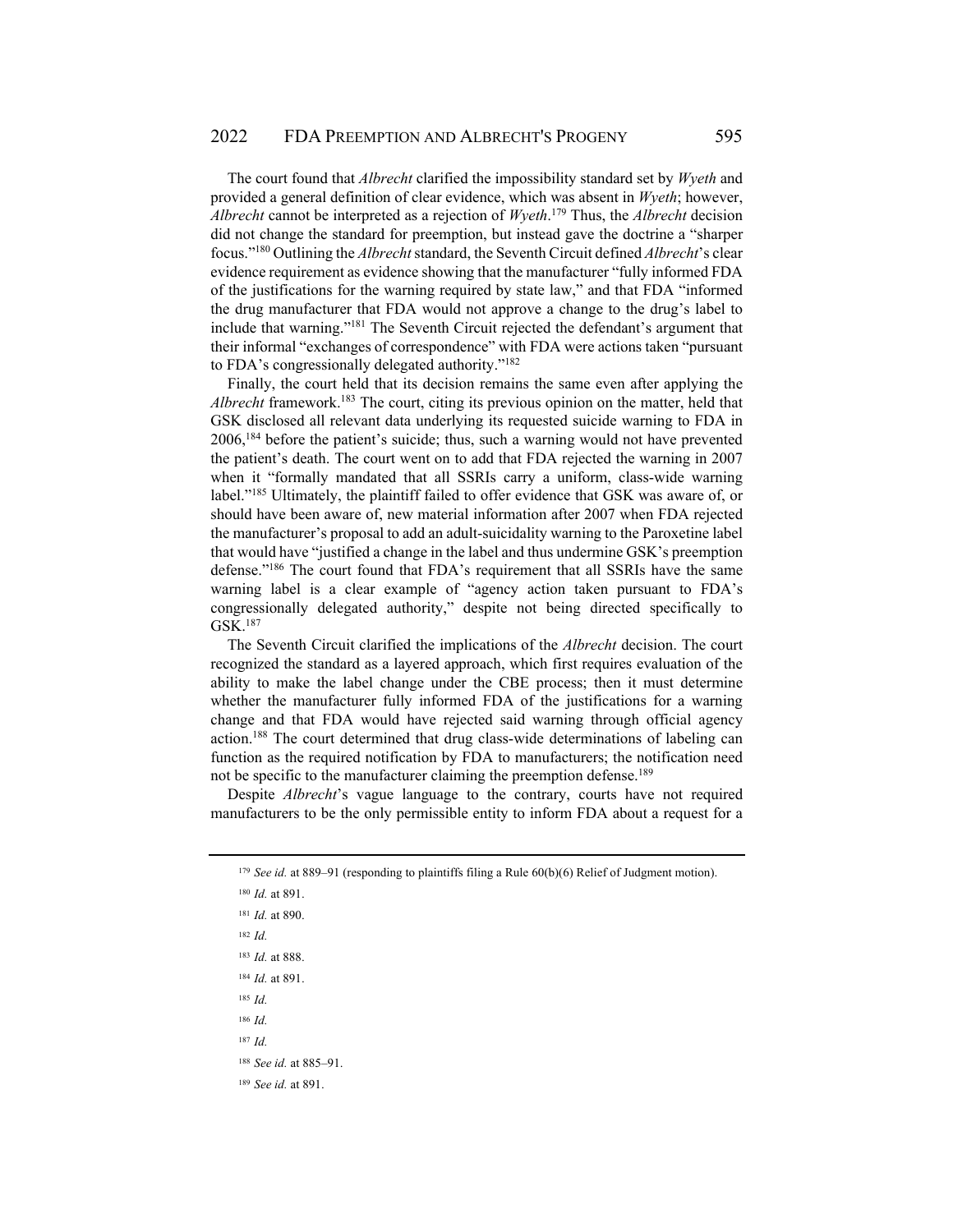The court found that *Albrecht* clarified the impossibility standard set by *Wyeth* and provided a general definition of clear evidence, which was absent in *Wyeth*; however, *Albrecht* cannot be interpreted as a rejection of *Wyeth*.[179] Thus, the *Albrecht* decision did not change the standard for preemption, but instead gave the doctrine a "sharper focus."[180] Outlining the *Albrecht* standard, the Seventh Circuit defined *Albrecht*'s clear evidence requirement as evidence showing that the manufacturer "fully informed FDA of the justifications for the warning required by state law," and that FDA "informed the drug manufacturer that FDA would not approve a change to the drug's label to include that warning."[181] The Seventh Circuit rejected the defendant's argument that their informal "exchanges of correspondence" with FDA were actions taken "pursuant to FDA's congressionally delegated authority."[182]

Finally, the court held that its decision remains the same even after applying the *Albrecht* framework.[183] The court, citing its previous opinion on the matter, held that GSK disclosed all relevant data underlying its requested suicide warning to FDA in 2006,[184] before the patient's suicide; thus, such a warning would not have prevented the patient's death. The court went on to add that FDA rejected the warning in 2007 when it "formally mandated that all SSRIs carry a uniform, class-wide warning label."[185] Ultimately, the plaintiff failed to offer evidence that GSK was aware of, or should have been aware of, new material information after 2007 when FDA rejected the manufacturer's proposal to add an adult-suicidality warning to the Paroxetine label that would have "justified a change in the label and thus undermine GSK's preemption defense."[186] The court found that FDA's requirement that all SSRIs have the same warning label is a clear example of "agency action taken pursuant to FDA's congressionally delegated authority," despite not being directed specifically to GSK.[187]

The Seventh Circuit clarified the implications of the *Albrecht* decision. The court recognized the standard as a layered approach, which first requires evaluation of the ability to make the label change under the CBE process; then it must determine whether the manufacturer fully informed FDA of the justifications for a warning change and that FDA would have rejected said warning through official agency action.[188] The court determined that drug class-wide determinations of labeling can function as the required notification by FDA to manufacturers; the notification need not be specific to the manufacturer claiming the preemption defense.[189]

Despite *Albrecht*'s vague language to the contrary, courts have not required manufacturers to be the only permissible entity to inform FDA about a request for a

---

[179] *See id.* at 889–91 (responding to plaintiffs filing a Rule 60(b)(6) Relief of Judgment motion).

[180] *Id.* at 891.

[181] *Id.* at 890.

[182] *Id.*

[183] *Id.* at 888.

[184] *Id.* at 891.

[185] *Id.*

[186] *Id.*

[187] *Id.*

[188] *See id.* at 885–91.

[189] *See id.* at 891.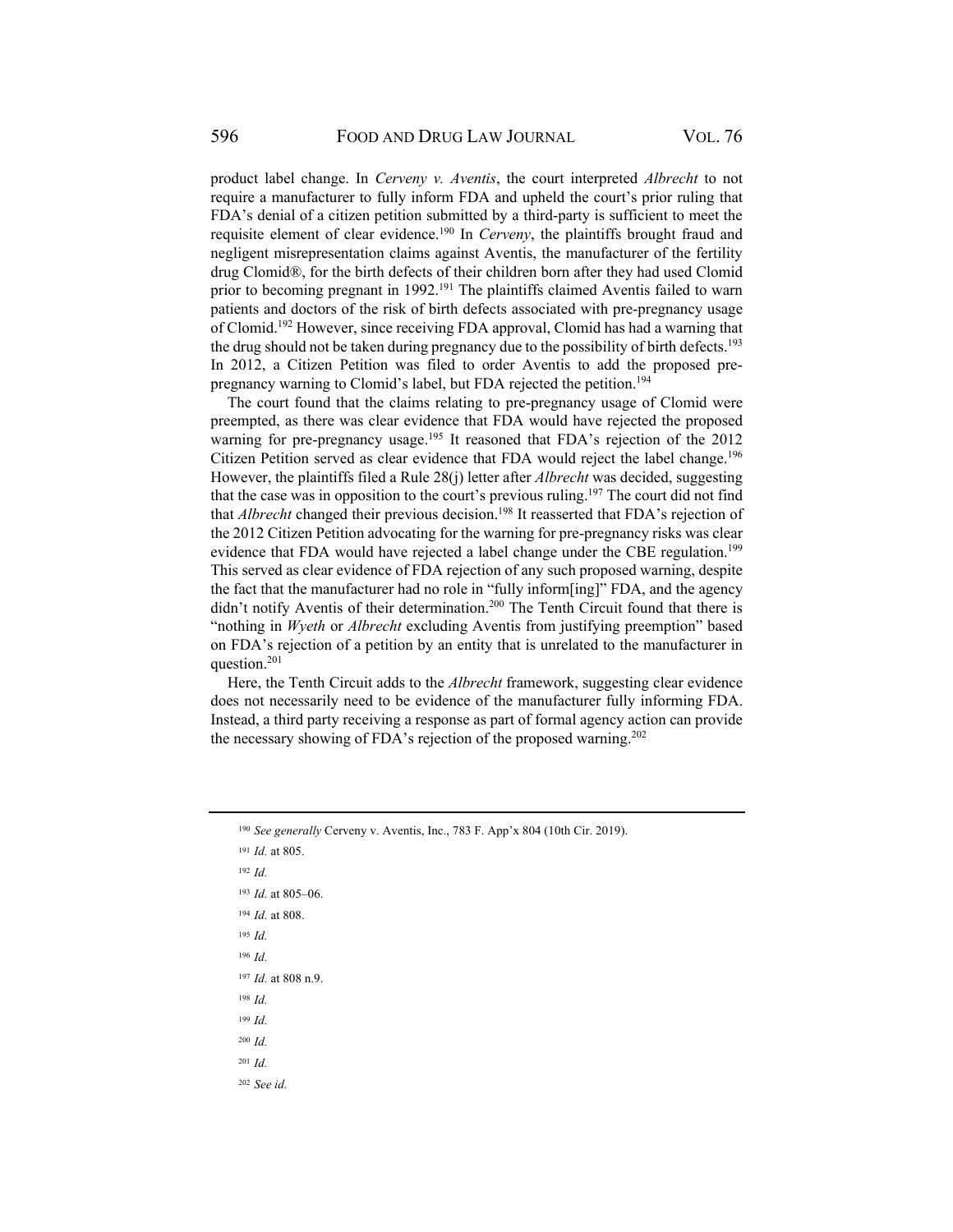product label change. In *Cerveny v. Aventis*, the court interpreted *Albrecht* to not require a manufacturer to fully inform FDA and upheld the court's prior ruling that FDA's denial of a citizen petition submitted by a third-party is sufficient to meet the requisite element of clear evidence.[190] In *Cerveny*, the plaintiffs brought fraud and negligent misrepresentation claims against Aventis, the manufacturer of the fertility drug Clomid®, for the birth defects of their children born after they had used Clomid prior to becoming pregnant in 1992.[191] The plaintiffs claimed Aventis failed to warn patients and doctors of the risk of birth defects associated with pre-pregnancy usage of Clomid.[192] However, since receiving FDA approval, Clomid has had a warning that the drug should not be taken during pregnancy due to the possibility of birth defects.[193] In 2012, a Citizen Petition was filed to order Aventis to add the proposed pre-pregnancy warning to Clomid's label, but FDA rejected the petition.[194]

The court found that the claims relating to pre-pregnancy usage of Clomid were preempted, as there was clear evidence that FDA would have rejected the proposed warning for pre-pregnancy usage.[195] It reasoned that FDA's rejection of the 2012 Citizen Petition served as clear evidence that FDA would reject the label change.[196] However, the plaintiffs filed a Rule 28(j) letter after *Albrecht* was decided, suggesting that the case was in opposition to the court's previous ruling.[197] The court did not find that *Albrecht* changed their previous decision.[198] It reasserted that FDA's rejection of the 2012 Citizen Petition advocating for the warning for pre-pregnancy risks was clear evidence that FDA would have rejected a label change under the CBE regulation.[199] This served as clear evidence of FDA rejection of any such proposed warning, despite the fact that the manufacturer had no role in "fully inform[ing]" FDA, and the agency didn't notify Aventis of their determination.[200] The Tenth Circuit found that there is "nothing in *Wyeth* or *Albrecht* excluding Aventis from justifying preemption" based on FDA's rejection of a petition by an entity that is unrelated to the manufacturer in question.[201]

Here, the Tenth Circuit adds to the *Albrecht* framework, suggesting clear evidence does not necessarily need to be evidence of the manufacturer fully informing FDA. Instead, a third party receiving a response as part of formal agency action can provide the necessary showing of FDA's rejection of the proposed warning.[202]

---

[190] *See generally* Cerveny v. Aventis, Inc., 783 F. App'x 804 (10th Cir. 2019).

[191] *Id.* at 805.

[192] *Id.*

[193] *Id.* at 805–06.

[194] *Id.* at 808.

[195] *Id.*

[196] *Id.*

[197] *Id.* at 808 n.9.

[198] *Id.*

[199] *Id.*

[200] *Id.*

[201] *Id.*

[202] *See id.*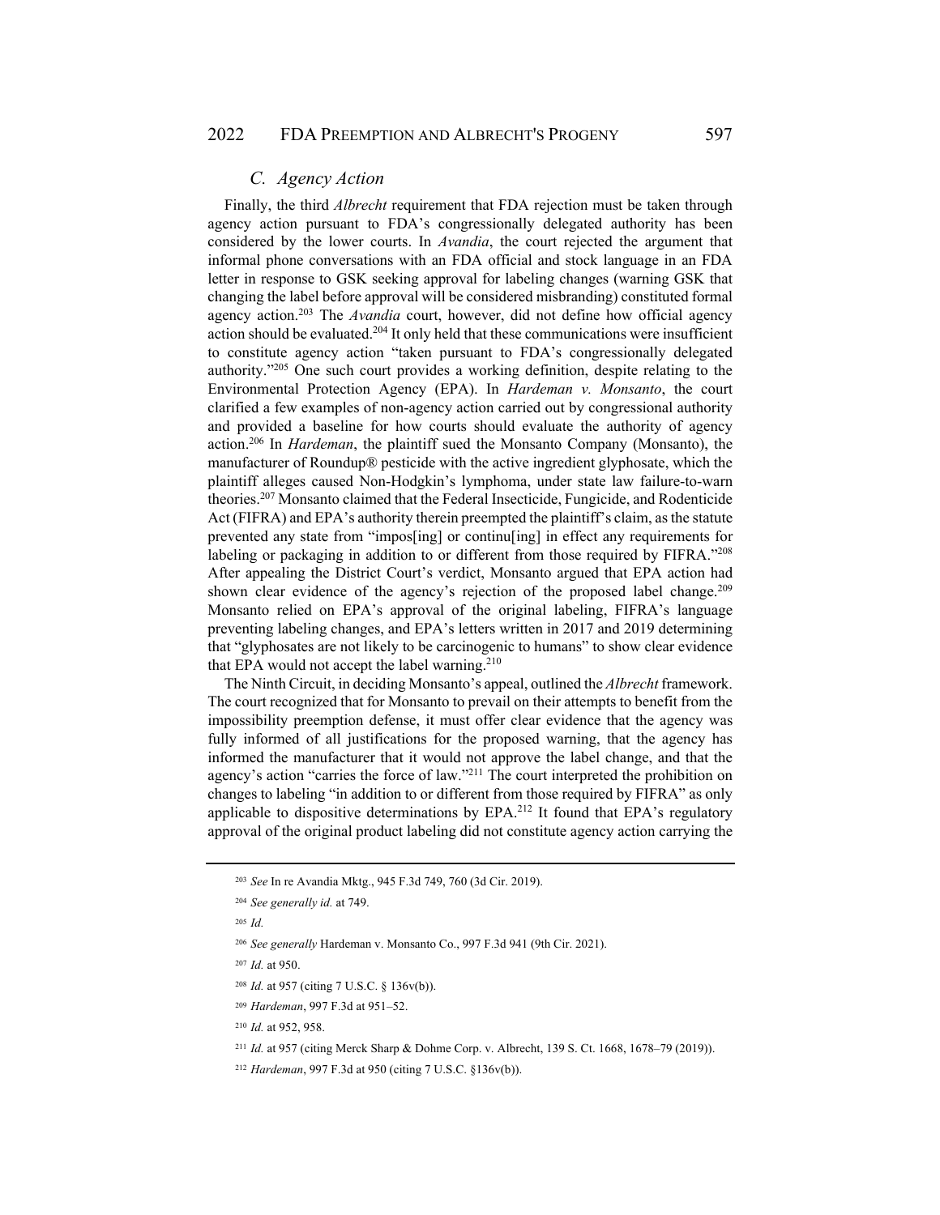### *C. Agency Action*

Finally, the third *Albrecht* requirement that FDA rejection must be taken through agency action pursuant to FDA's congressionally delegated authority has been considered by the lower courts. In *Avandia*, the court rejected the argument that informal phone conversations with an FDA official and stock language in an FDA letter in response to GSK seeking approval for labeling changes (warning GSK that changing the label before approval will be considered misbranding) constituted formal agency action.[203] The *Avandia* court, however, did not define how official agency action should be evaluated.[204] It only held that these communications were insufficient to constitute agency action "taken pursuant to FDA's congressionally delegated authority."[205] One such court provides a working definition, despite relating to the Environmental Protection Agency (EPA). In *Hardeman v. Monsanto*, the court clarified a few examples of non-agency action carried out by congressional authority and provided a baseline for how courts should evaluate the authority of agency action.[206] In *Hardeman*, the plaintiff sued the Monsanto Company (Monsanto), the manufacturer of Roundup® pesticide with the active ingredient glyphosate, which the plaintiff alleges caused Non-Hodgkin's lymphoma, under state law failure-to-warn theories.[207] Monsanto claimed that the Federal Insecticide, Fungicide, and Rodenticide Act (FIFRA) and EPA's authority therein preempted the plaintiff's claim, as the statute prevented any state from "impos[ing] or continu[ing] in effect any requirements for labeling or packaging in addition to or different from those required by FIFRA."[208] After appealing the District Court's verdict, Monsanto argued that EPA action had shown clear evidence of the agency's rejection of the proposed label change.[209] Monsanto relied on EPA's approval of the original labeling, FIFRA's language preventing labeling changes, and EPA's letters written in 2017 and 2019 determining that "glyphosates are not likely to be carcinogenic to humans" to show clear evidence that EPA would not accept the label warning.[210]

The Ninth Circuit, in deciding Monsanto's appeal, outlined the *Albrecht* framework. The court recognized that for Monsanto to prevail on their attempts to benefit from the impossibility preemption defense, it must offer clear evidence that the agency was fully informed of all justifications for the proposed warning, that the agency has informed the manufacturer that it would not approve the label change, and that the agency's action "carries the force of law."[211] The court interpreted the prohibition on changes to labeling "in addition to or different from those required by FIFRA" as only applicable to dispositive determinations by EPA.[212] It found that EPA's regulatory approval of the original product labeling did not constitute agency action carrying the

---

[203] *See* In re Avandia Mktg., 945 F.3d 749, 760 (3d Cir. 2019).

[204] *See generally id.* at 749.

[205] *Id.*

[206] *See generally* Hardeman v. Monsanto Co., 997 F.3d 941 (9th Cir. 2021).

[207] *Id.* at 950.

[208] *Id.* at 957 (citing 7 U.S.C. § 136v(b)).

[209] *Hardeman*, 997 F.3d at 951–52.

[210] *Id.* at 952, 958.

[211] *Id.* at 957 (citing Merck Sharp & Dohme Corp. v. Albrecht, 139 S. Ct. 1668, 1678–79 (2019)).

[212] *Hardeman*, 997 F.3d at 950 (citing 7 U.S.C. §136v(b)).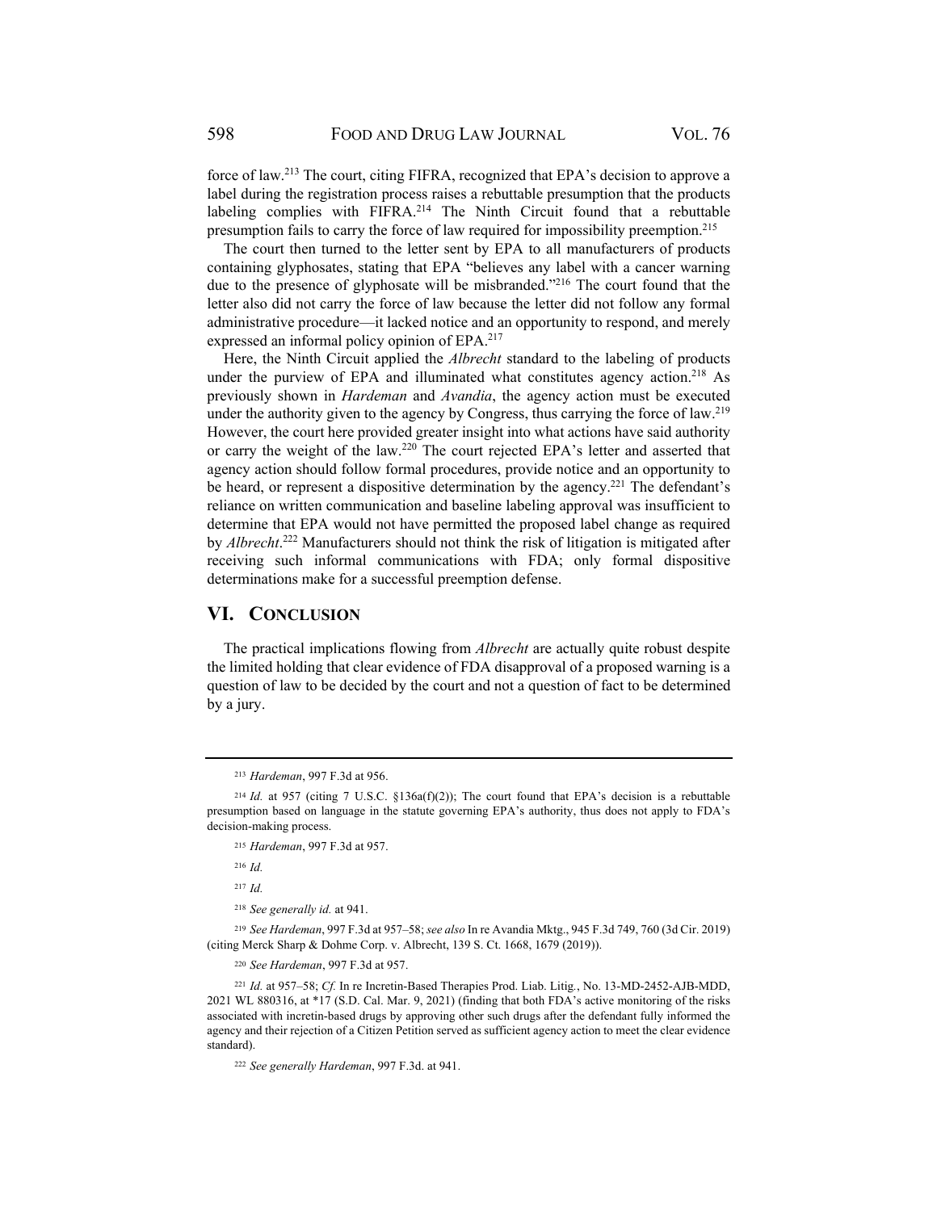force of law.[213] The court, citing FIFRA, recognized that EPA's decision to approve a label during the registration process raises a rebuttable presumption that the products labeling complies with FIFRA.[214] The Ninth Circuit found that a rebuttable presumption fails to carry the force of law required for impossibility preemption.[215]

The court then turned to the letter sent by EPA to all manufacturers of products containing glyphosates, stating that EPA "believes any label with a cancer warning due to the presence of glyphosate will be misbranded."[216] The court found that the letter also did not carry the force of law because the letter did not follow any formal administrative procedure—it lacked notice and an opportunity to respond, and merely expressed an informal policy opinion of EPA.[217]

Here, the Ninth Circuit applied the *Albrecht* standard to the labeling of products under the purview of EPA and illuminated what constitutes agency action.[218] As previously shown in *Hardeman* and *Avandia*, the agency action must be executed under the authority given to the agency by Congress, thus carrying the force of law.[219] However, the court here provided greater insight into what actions have said authority or carry the weight of the law.[220] The court rejected EPA's letter and asserted that agency action should follow formal procedures, provide notice and an opportunity to be heard, or represent a dispositive determination by the agency.[221] The defendant's reliance on written communication and baseline labeling approval was insufficient to determine that EPA would not have permitted the proposed label change as required by *Albrecht*.[222] Manufacturers should not think the risk of litigation is mitigated after receiving such informal communications with FDA; only formal dispositive determinations make for a successful preemption defense.

## VI. Conclusion

The practical implications flowing from *Albrecht* are actually quite robust despite the limited holding that clear evidence of FDA disapproval of a proposed warning is a question of law to be decided by the court and not a question of fact to be determined by a jury.

---

[213] *Hardeman*, 997 F.3d at 956.

[214] *Id.* at 957 (citing 7 U.S.C. §136a(f)(2)); The court found that EPA's decision is a rebuttable presumption based on language in the statute governing EPA's authority, thus does not apply to FDA's decision-making process.

[215] *Hardeman*, 997 F.3d at 957.

[216] *Id.*

[217] *Id.*

[218] *See generally id.* at 941.

[219] *See Hardeman*, 997 F.3d at 957–58; *see also* In re Avandia Mktg., 945 F.3d 749, 760 (3d Cir. 2019) (citing Merck Sharp & Dohme Corp. v. Albrecht, 139 S. Ct. 1668, 1679 (2019)).

[220] *See Hardeman*, 997 F.3d at 957.

[221] *Id.* at 957–58; *Cf.* In re Incretin-Based Therapies Prod. Liab. Litig., No. 13-MD-2452-AJB-MDD, 2021 WL 880316, at \*17 (S.D. Cal. Mar. 9, 2021) (finding that both FDA's active monitoring of the risks associated with incretin-based drugs by approving other such drugs after the defendant fully informed the agency and their rejection of a Citizen Petition served as sufficient agency action to meet the clear evidence standard).

[222] *See generally Hardeman*, 997 F.3d. at 941.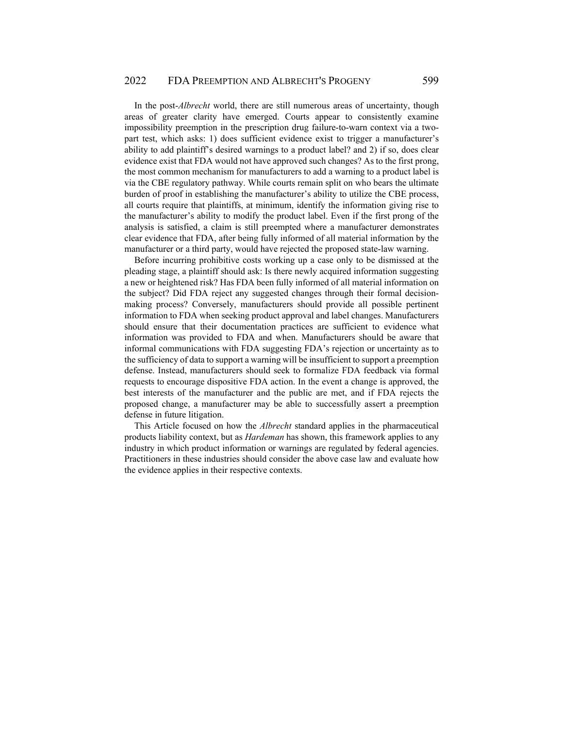In the post-*Albrecht* world, there are still numerous areas of uncertainty, though areas of greater clarity have emerged. Courts appear to consistently examine impossibility preemption in the prescription drug failure-to-warn context via a two-part test, which asks: 1) does sufficient evidence exist to trigger a manufacturer's ability to add plaintiff's desired warnings to a product label? and 2) if so, does clear evidence exist that FDA would not have approved such changes? As to the first prong, the most common mechanism for manufacturers to add a warning to a product label is via the CBE regulatory pathway. While courts remain split on who bears the ultimate burden of proof in establishing the manufacturer's ability to utilize the CBE process, all courts require that plaintiffs, at minimum, identify the information giving rise to the manufacturer's ability to modify the product label. Even if the first prong of the analysis is satisfied, a claim is still preempted where a manufacturer demonstrates clear evidence that FDA, after being fully informed of all material information by the manufacturer or a third party, would have rejected the proposed state-law warning.

Before incurring prohibitive costs working up a case only to be dismissed at the pleading stage, a plaintiff should ask: Is there newly acquired information suggesting a new or heightened risk? Has FDA been fully informed of all material information on the subject? Did FDA reject any suggested changes through their formal decision-making process? Conversely, manufacturers should provide all possible pertinent information to FDA when seeking product approval and label changes. Manufacturers should ensure that their documentation practices are sufficient to evidence what information was provided to FDA and when. Manufacturers should be aware that informal communications with FDA suggesting FDA's rejection or uncertainty as to the sufficiency of data to support a warning will be insufficient to support a preemption defense. Instead, manufacturers should seek to formalize FDA feedback via formal requests to encourage dispositive FDA action. In the event a change is approved, the best interests of the manufacturer and the public are met, and if FDA rejects the proposed change, a manufacturer may be able to successfully assert a preemption defense in future litigation.

This Article focused on how the *Albrecht* standard applies in the pharmaceutical products liability context, but as *Hardeman* has shown, this framework applies to any industry in which product information or warnings are regulated by federal agencies. Practitioners in these industries should consider the above case law and evaluate how the evidence applies in their respective contexts.